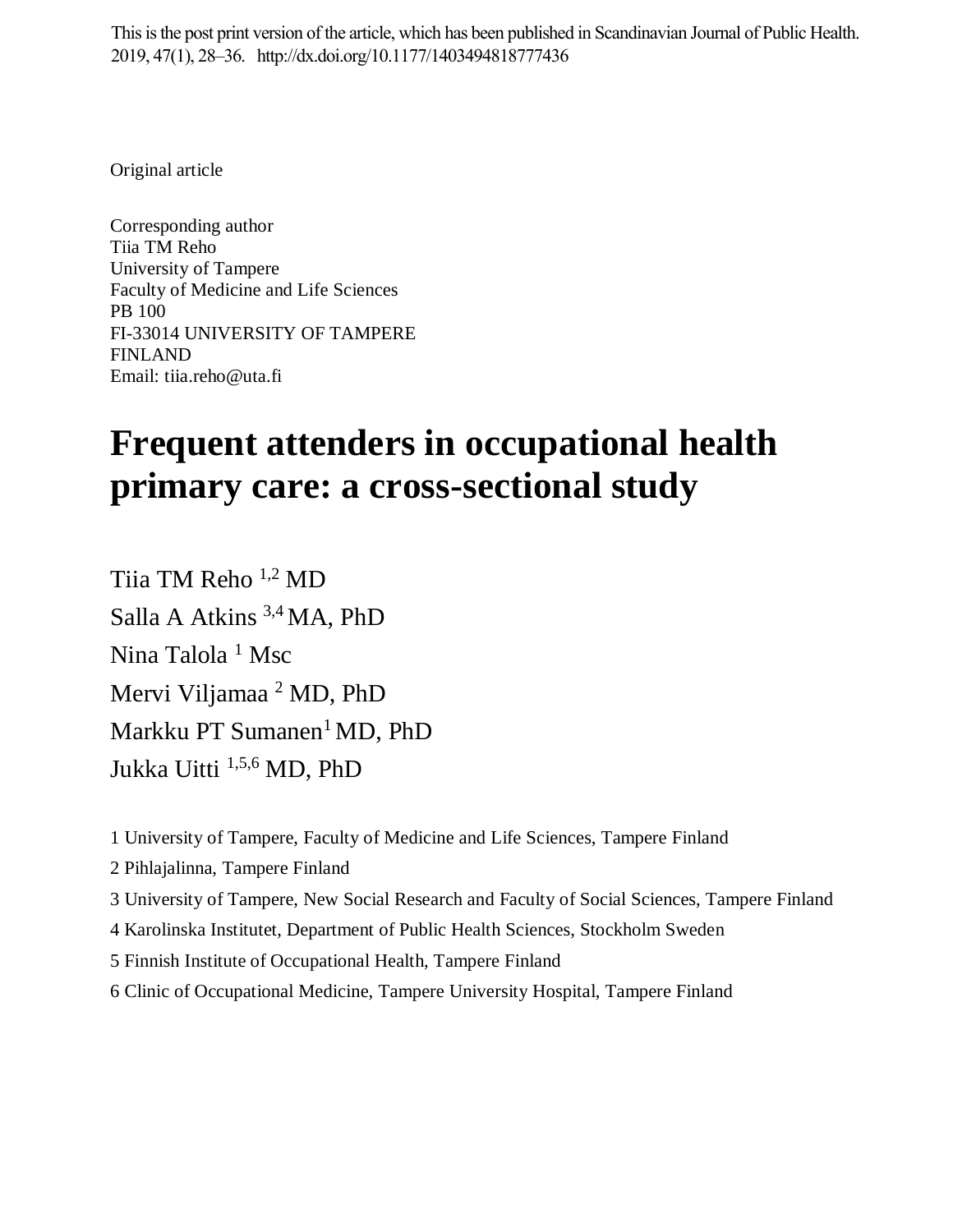This is the post print version of the article, which has been published in Scandinavian Journal of Public Health. 2019, 47(1), 28–36. http://dx.doi.org/10.1177/1403494818777436

Original article

Corresponding author
Tiia TM Reho
University of Tampere
Faculty of Medicine and Life Sciences
PB 100
FI-33014 UNIVERSITY OF TAMPERE
FINLAND
Email: tiia.reho@uta.fi

# Frequent attenders in occupational health primary care: a cross-sectional study

Tiia TM Reho [1,2] MD
Salla A Atkins [3,4] MA, PhD
Nina Talola [1] Msc
Mervi Viljamaa [2] MD, PhD
Markku PT Sumanen [1] MD, PhD
Jukka Uitti [1,5,6] MD, PhD

1 University of Tampere, Faculty of Medicine and Life Sciences, Tampere Finland

2 Pihlajalinna, Tampere Finland

3 University of Tampere, New Social Research and Faculty of Social Sciences, Tampere Finland

4 Karolinska Institutet, Department of Public Health Sciences, Stockholm Sweden

5 Finnish Institute of Occupational Health, Tampere Finland

6 Clinic of Occupational Medicine, Tampere University Hospital, Tampere Finland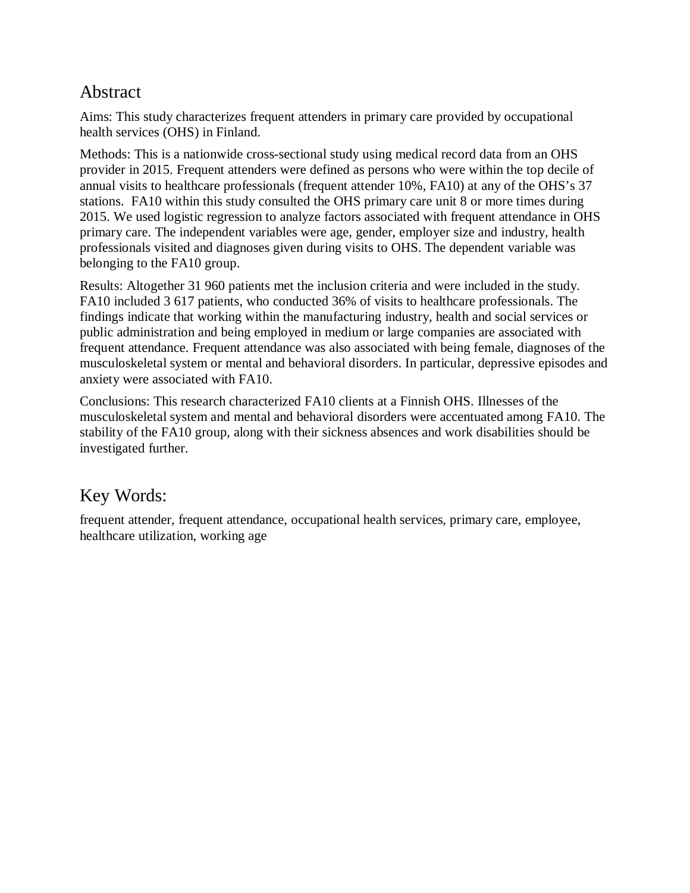## Abstract

Aims: This study characterizes frequent attenders in primary care provided by occupational health services (OHS) in Finland.

Methods: This is a nationwide cross-sectional study using medical record data from an OHS provider in 2015. Frequent attenders were defined as persons who were within the top decile of annual visits to healthcare professionals (frequent attender 10%, FA10) at any of the OHS's 37 stations. FA10 within this study consulted the OHS primary care unit 8 or more times during 2015. We used logistic regression to analyze factors associated with frequent attendance in OHS primary care. The independent variables were age, gender, employer size and industry, health professionals visited and diagnoses given during visits to OHS. The dependent variable was belonging to the FA10 group.

Results: Altogether 31 960 patients met the inclusion criteria and were included in the study. FA10 included 3 617 patients, who conducted 36% of visits to healthcare professionals. The findings indicate that working within the manufacturing industry, health and social services or public administration and being employed in medium or large companies are associated with frequent attendance. Frequent attendance was also associated with being female, diagnoses of the musculoskeletal system or mental and behavioral disorders. In particular, depressive episodes and anxiety were associated with FA10.

Conclusions: This research characterized FA10 clients at a Finnish OHS. Illnesses of the musculoskeletal system and mental and behavioral disorders were accentuated among FA10. The stability of the FA10 group, along with their sickness absences and work disabilities should be investigated further.

## Key Words:

frequent attender, frequent attendance, occupational health services, primary care, employee, healthcare utilization, working age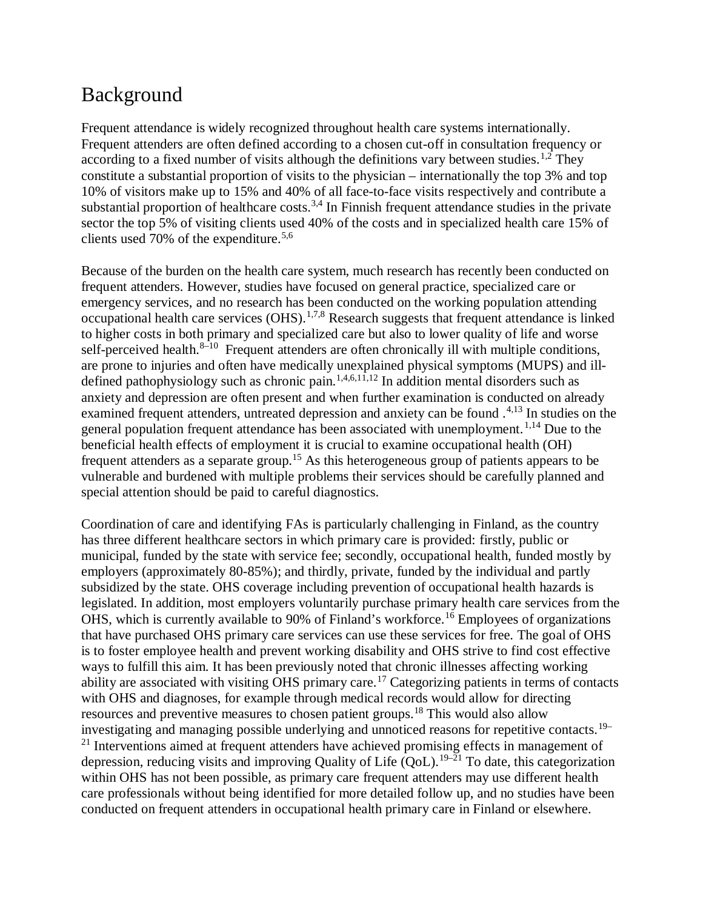## Background

Frequent attendance is widely recognized throughout health care systems internationally. Frequent attenders are often defined according to a chosen cut-off in consultation frequency or according to a fixed number of visits although the definitions vary between studies.[1,2] They constitute a substantial proportion of visits to the physician – internationally the top 3% and top 10% of visitors make up to 15% and 40% of all face-to-face visits respectively and contribute a substantial proportion of healthcare costs.[3,4] In Finnish frequent attendance studies in the private sector the top 5% of visiting clients used 40% of the costs and in specialized health care 15% of clients used 70% of the expenditure.[5,6]

Because of the burden on the health care system, much research has recently been conducted on frequent attenders. However, studies have focused on general practice, specialized care or emergency services, and no research has been conducted on the working population attending occupational health care services (OHS).[1,7,8] Research suggests that frequent attendance is linked to higher costs in both primary and specialized care but also to lower quality of life and worse self-perceived health.[8–10] Frequent attenders are often chronically ill with multiple conditions, are prone to injuries and often have medically unexplained physical symptoms (MUPS) and ill-defined pathophysiology such as chronic pain.[1,4,6,11,12] In addition mental disorders such as anxiety and depression are often present and when further examination is conducted on already examined frequent attenders, untreated depression and anxiety can be found .[4,13] In studies on the general population frequent attendance has been associated with unemployment.[1,14] Due to the beneficial health effects of employment it is crucial to examine occupational health (OH) frequent attenders as a separate group.[15] As this heterogeneous group of patients appears to be vulnerable and burdened with multiple problems their services should be carefully planned and special attention should be paid to careful diagnostics.

Coordination of care and identifying FAs is particularly challenging in Finland, as the country has three different healthcare sectors in which primary care is provided: firstly, public or municipal, funded by the state with service fee; secondly, occupational health, funded mostly by employers (approximately 80-85%); and thirdly, private, funded by the individual and partly subsidized by the state. OHS coverage including prevention of occupational health hazards is legislated. In addition, most employers voluntarily purchase primary health care services from the OHS, which is currently available to 90% of Finland's workforce.[16] Employees of organizations that have purchased OHS primary care services can use these services for free. The goal of OHS is to foster employee health and prevent working disability and OHS strive to find cost effective ways to fulfill this aim. It has been previously noted that chronic illnesses affecting working ability are associated with visiting OHS primary care.[17] Categorizing patients in terms of contacts with OHS and diagnoses, for example through medical records would allow for directing resources and preventive measures to chosen patient groups.[18] This would also allow investigating and managing possible underlying and unnoticed reasons for repetitive contacts.[19–21] Interventions aimed at frequent attenders have achieved promising effects in management of depression, reducing visits and improving Quality of Life (QoL).[19–21] To date, this categorization within OHS has not been possible, as primary care frequent attenders may use different health care professionals without being identified for more detailed follow up, and no studies have been conducted on frequent attenders in occupational health primary care in Finland or elsewhere.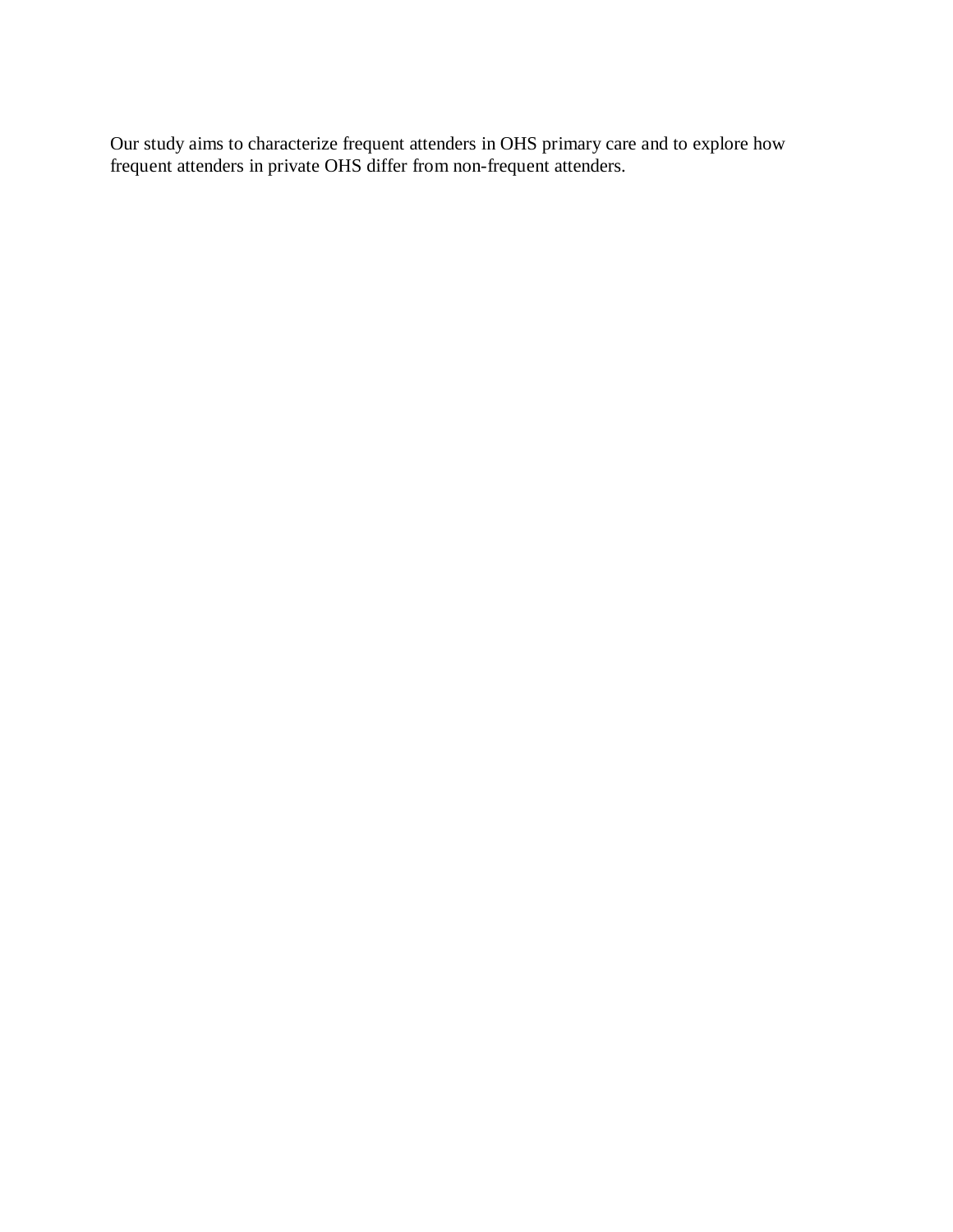Our study aims to characterize frequent attenders in OHS primary care and to explore how frequent attenders in private OHS differ from non-frequent attenders.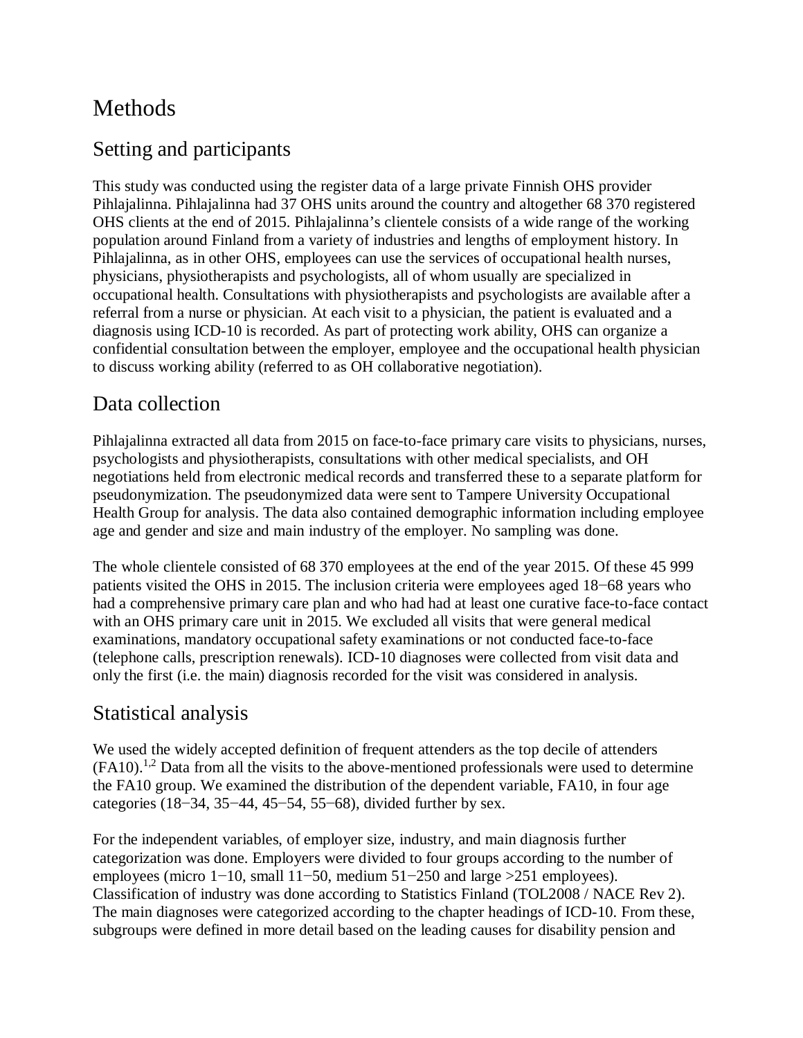# Methods

## Setting and participants

This study was conducted using the register data of a large private Finnish OHS provider Pihlajalinna. Pihlajalinna had 37 OHS units around the country and altogether 68 370 registered OHS clients at the end of 2015. Pihlajalinna's clientele consists of a wide range of the working population around Finland from a variety of industries and lengths of employment history. In Pihlajalinna, as in other OHS, employees can use the services of occupational health nurses, physicians, physiotherapists and psychologists, all of whom usually are specialized in occupational health. Consultations with physiotherapists and psychologists are available after a referral from a nurse or physician. At each visit to a physician, the patient is evaluated and a diagnosis using ICD-10 is recorded. As part of protecting work ability, OHS can organize a confidential consultation between the employer, employee and the occupational health physician to discuss working ability (referred to as OH collaborative negotiation).

## Data collection

Pihlajalinna extracted all data from 2015 on face-to-face primary care visits to physicians, nurses, psychologists and physiotherapists, consultations with other medical specialists, and OH negotiations held from electronic medical records and transferred these to a separate platform for pseudonymization. The pseudonymized data were sent to Tampere University Occupational Health Group for analysis. The data also contained demographic information including employee age and gender and size and main industry of the employer. No sampling was done.

The whole clientele consisted of 68 370 employees at the end of the year 2015. Of these 45 999 patients visited the OHS in 2015. The inclusion criteria were employees aged 18−68 years who had a comprehensive primary care plan and who had had at least one curative face-to-face contact with an OHS primary care unit in 2015. We excluded all visits that were general medical examinations, mandatory occupational safety examinations or not conducted face-to-face (telephone calls, prescription renewals). ICD-10 diagnoses were collected from visit data and only the first (i.e. the main) diagnosis recorded for the visit was considered in analysis.

## Statistical analysis

We used the widely accepted definition of frequent attenders as the top decile of attenders (FA10).[1,2] Data from all the visits to the above-mentioned professionals were used to determine the FA10 group. We examined the distribution of the dependent variable, FA10, in four age categories (18−34, 35−44, 45−54, 55−68), divided further by sex.

For the independent variables, of employer size, industry, and main diagnosis further categorization was done. Employers were divided to four groups according to the number of employees (micro 1−10, small 11−50, medium 51−250 and large >251 employees). Classification of industry was done according to Statistics Finland (TOL2008 / NACE Rev 2). The main diagnoses were categorized according to the chapter headings of ICD-10. From these, subgroups were defined in more detail based on the leading causes for disability pension and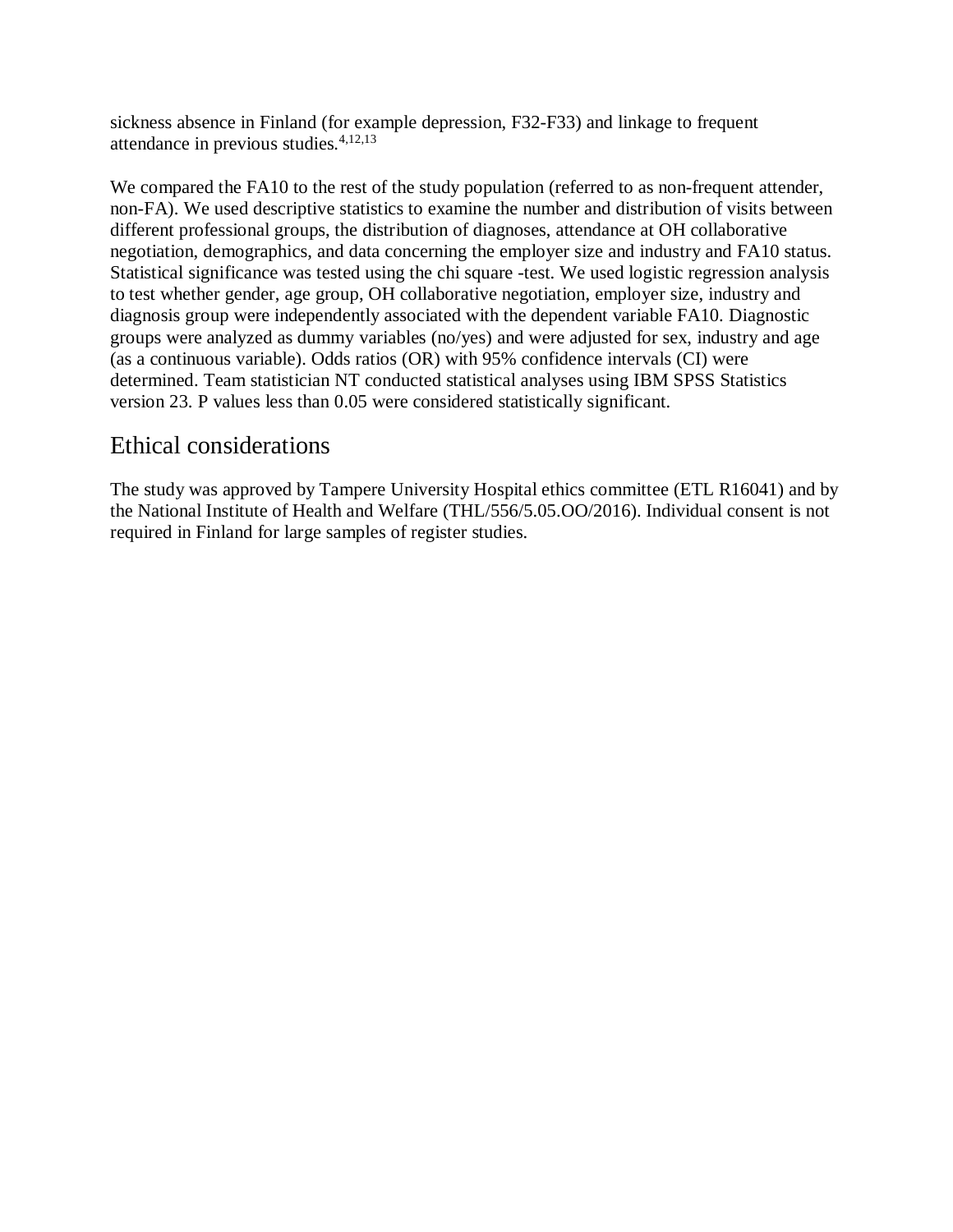sickness absence in Finland (for example depression, F32-F33) and linkage to frequent attendance in previous studies.[4,12,13]

We compared the FA10 to the rest of the study population (referred to as non-frequent attender, non-FA). We used descriptive statistics to examine the number and distribution of visits between different professional groups, the distribution of diagnoses, attendance at OH collaborative negotiation, demographics, and data concerning the employer size and industry and FA10 status. Statistical significance was tested using the chi square -test. We used logistic regression analysis to test whether gender, age group, OH collaborative negotiation, employer size, industry and diagnosis group were independently associated with the dependent variable FA10. Diagnostic groups were analyzed as dummy variables (no/yes) and were adjusted for sex, industry and age (as a continuous variable). Odds ratios (OR) with 95% confidence intervals (CI) were determined. Team statistician NT conducted statistical analyses using IBM SPSS Statistics version 23. P values less than 0.05 were considered statistically significant.

## Ethical considerations

The study was approved by Tampere University Hospital ethics committee (ETL R16041) and by the National Institute of Health and Welfare (THL/556/5.05.OO/2016). Individual consent is not required in Finland for large samples of register studies.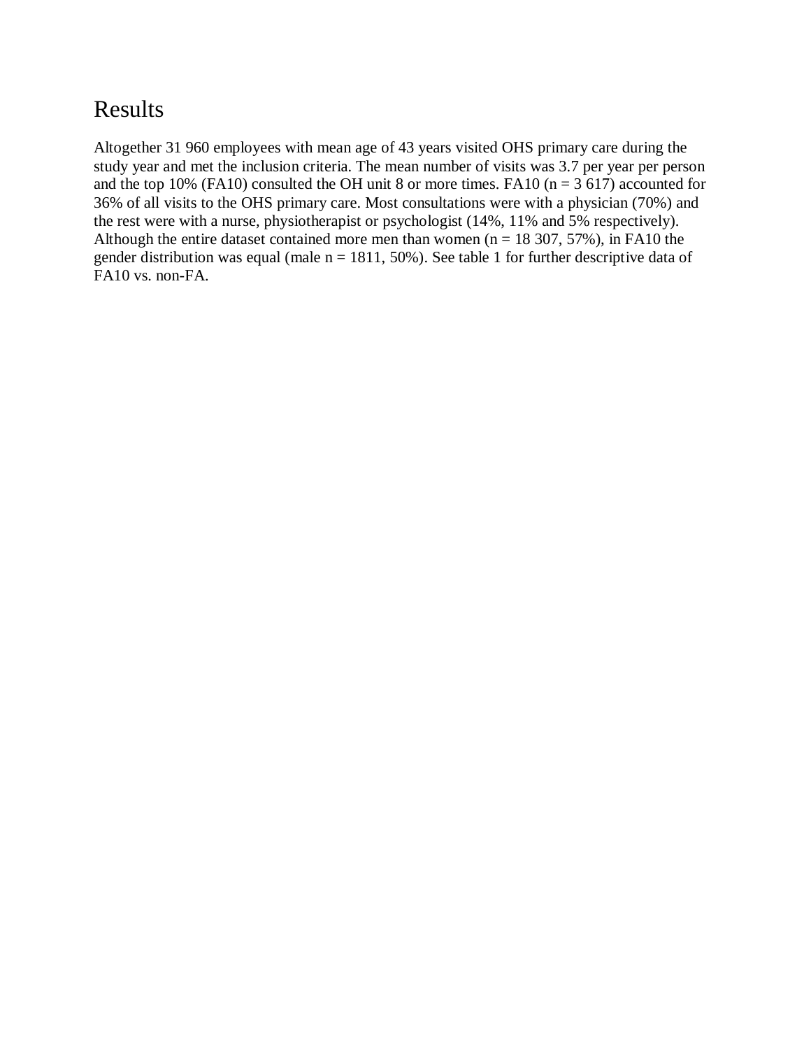# Results

Altogether 31 960 employees with mean age of 43 years visited OHS primary care during the study year and met the inclusion criteria. The mean number of visits was 3.7 per year per person and the top 10% (FA10) consulted the OH unit 8 or more times. FA10 (n = 3 617) accounted for 36% of all visits to the OHS primary care. Most consultations were with a physician (70%) and the rest were with a nurse, physiotherapist or psychologist (14%, 11% and 5% respectively). Although the entire dataset contained more men than women (n = 18 307, 57%), in FA10 the gender distribution was equal (male n = 1811, 50%). See table 1 for further descriptive data of FA10 vs. non-FA.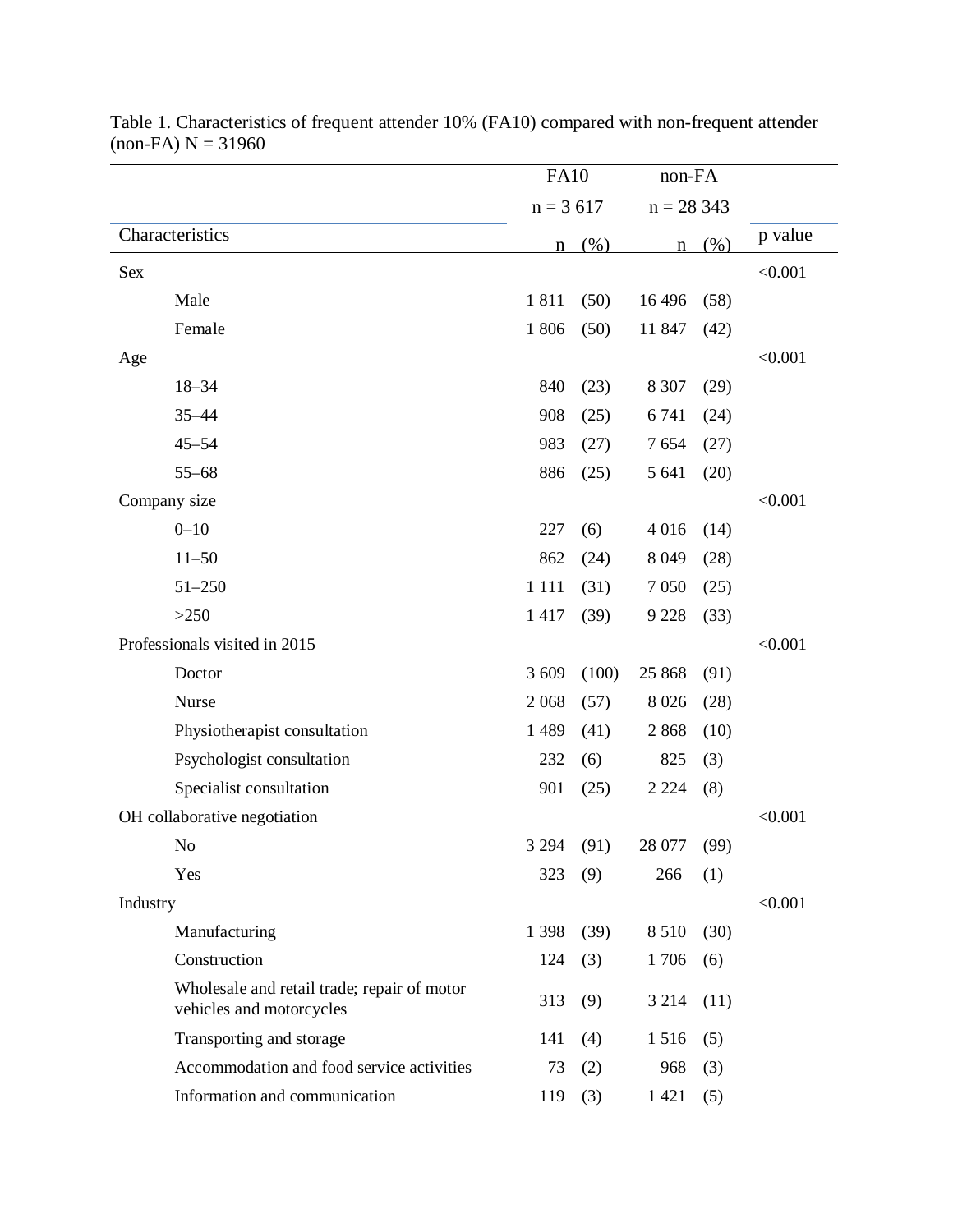Table 1. Characteristics of frequent attender 10% (FA10) compared with non-frequent attender (non-FA) N = 31960

| | FA10 | | non-FA | | |
|---|---|---|---|---|---|
| | n = 3 617 | | n = 28 343 | | |
| Characteristics | n | (%) | n | (%) | p value |
| Sex | | | | | <0.001 |
| Male | 1 811 | (50) | 16 496 | (58) | |
| Female | 1 806 | (50) | 11 847 | (42) | |
| Age | | | | | <0.001 |
| 18–34 | 840 | (23) | 8 307 | (29) | |
| 35–44 | 908 | (25) | 6 741 | (24) | |
| 45–54 | 983 | (27) | 7 654 | (27) | |
| 55–68 | 886 | (25) | 5 641 | (20) | |
| Company size | | | | | <0.001 |
| 0–10 | 227 | (6) | 4 016 | (14) | |
| 11–50 | 862 | (24) | 8 049 | (28) | |
| 51–250 | 1 111 | (31) | 7 050 | (25) | |
| >250 | 1 417 | (39) | 9 228 | (33) | |
| Professionals visited in 2015 | | | | | <0.001 |
| Doctor | 3 609 | (100) | 25 868 | (91) | |
| Nurse | 2 068 | (57) | 8 026 | (28) | |
| Physiotherapist consultation | 1 489 | (41) | 2 868 | (10) | |
| Psychologist consultation | 232 | (6) | 825 | (3) | |
| Specialist consultation | 901 | (25) | 2 224 | (8) | |
| OH collaborative negotiation | | | | | <0.001 |
| No | 3 294 | (91) | 28 077 | (99) | |
| Yes | 323 | (9) | 266 | (1) | |
| Industry | | | | | <0.001 |
| Manufacturing | 1 398 | (39) | 8 510 | (30) | |
| Construction | 124 | (3) | 1 706 | (6) | |
| Wholesale and retail trade; repair of motor vehicles and motorcycles | 313 | (9) | 3 214 | (11) | |
| Transporting and storage | 141 | (4) | 1 516 | (5) | |
| Accommodation and food service activities | 73 | (2) | 968 | (3) | |
| Information and communication | 119 | (3) | 1 421 | (5) | |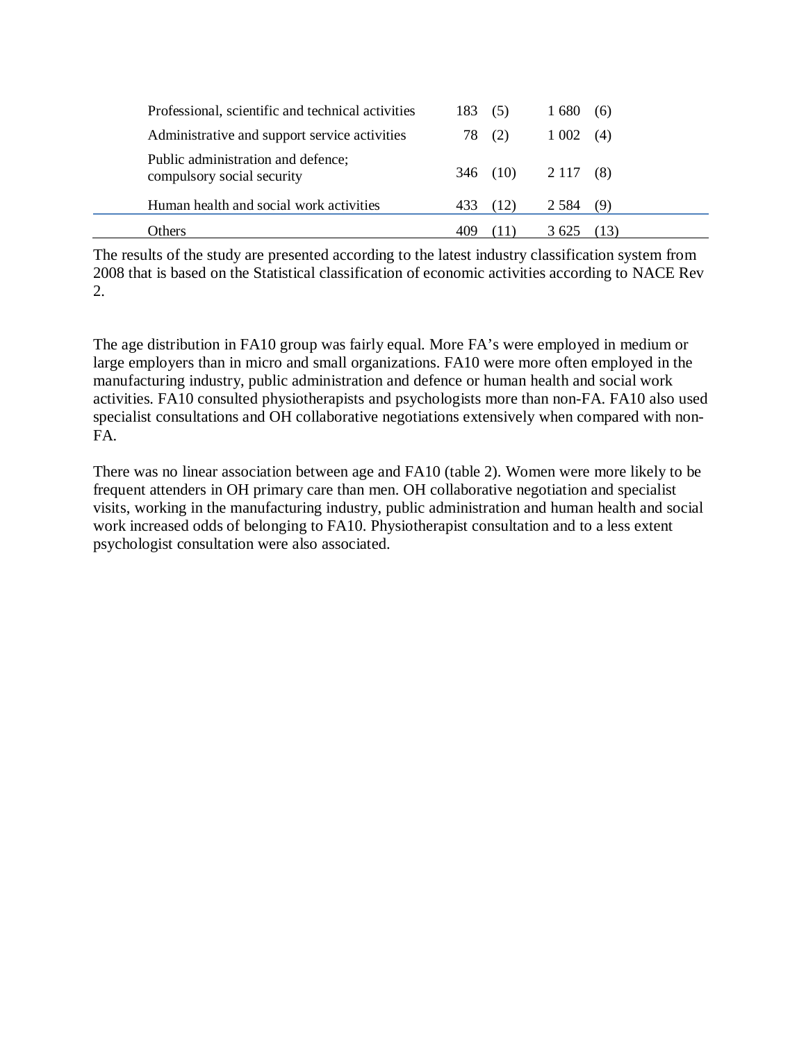| | | | | |
|---|---|---|---|---|
| Professional, scientific and technical activities | 183 | (5) | 1 680 | (6) |
| Administrative and support service activities | 78 | (2) | 1 002 | (4) |
| Public administration and defence; compulsory social security | 346 | (10) | 2 117 | (8) |
| Human health and social work activities | 433 | (12) | 2 584 | (9) |
| Others | 409 | (11) | 3 625 | (13) |

The results of the study are presented according to the latest industry classification system from 2008 that is based on the Statistical classification of economic activities according to NACE Rev 2.

The age distribution in FA10 group was fairly equal. More FA's were employed in medium or large employers than in micro and small organizations. FA10 were more often employed in the manufacturing industry, public administration and defence or human health and social work activities. FA10 consulted physiotherapists and psychologists more than non-FA. FA10 also used specialist consultations and OH collaborative negotiations extensively when compared with non-FA.

There was no linear association between age and FA10 (table 2). Women were more likely to be frequent attenders in OH primary care than men. OH collaborative negotiation and specialist visits, working in the manufacturing industry, public administration and human health and social work increased odds of belonging to FA10. Physiotherapist consultation and to a less extent psychologist consultation were also associated.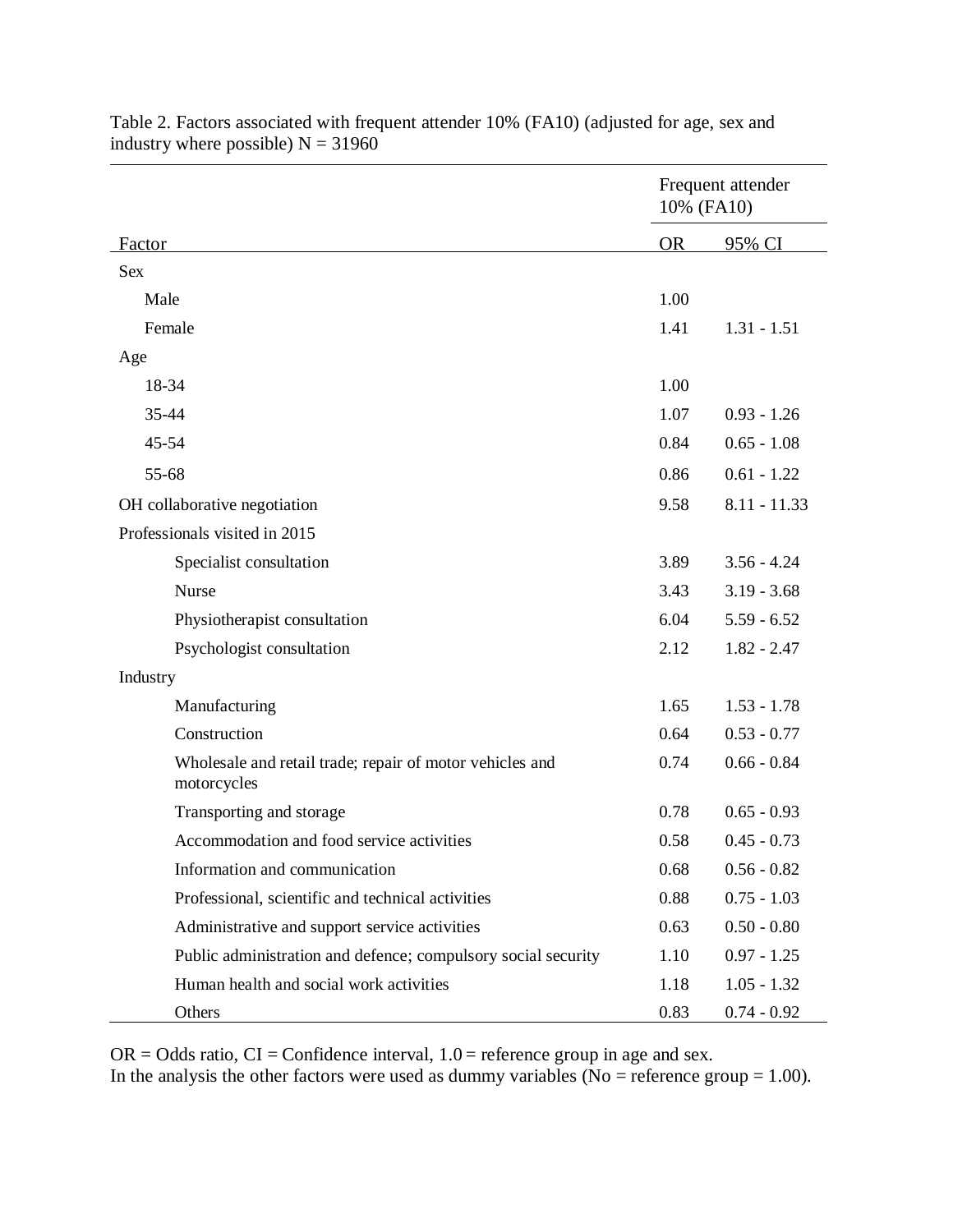Table 2. Factors associated with frequent attender 10% (FA10) (adjusted for age, sex and industry where possible) N = 31960

| | Frequent attender 10% (FA10) | |
|---|---|---|
| Factor | OR | 95% CI |
| Sex | | |
| Male | 1.00 | |
| Female | 1.41 | 1.31 - 1.51 |
| Age | | |
| 18-34 | 1.00 | |
| 35-44 | 1.07 | 0.93 - 1.26 |
| 45-54 | 0.84 | 0.65 - 1.08 |
| 55-68 | 0.86 | 0.61 - 1.22 |
| OH collaborative negotiation | 9.58 | 8.11 - 11.33 |
| Professionals visited in 2015 | | |
| Specialist consultation | 3.89 | 3.56 - 4.24 |
| Nurse | 3.43 | 3.19 - 3.68 |
| Physiotherapist consultation | 6.04 | 5.59 - 6.52 |
| Psychologist consultation | 2.12 | 1.82 - 2.47 |
| Industry | | |
| Manufacturing | 1.65 | 1.53 - 1.78 |
| Construction | 0.64 | 0.53 - 0.77 |
| Wholesale and retail trade; repair of motor vehicles and motorcycles | 0.74 | 0.66 - 0.84 |
| Transporting and storage | 0.78 | 0.65 - 0.93 |
| Accommodation and food service activities | 0.58 | 0.45 - 0.73 |
| Information and communication | 0.68 | 0.56 - 0.82 |
| Professional, scientific and technical activities | 0.88 | 0.75 - 1.03 |
| Administrative and support service activities | 0.63 | 0.50 - 0.80 |
| Public administration and defence; compulsory social security | 1.10 | 0.97 - 1.25 |
| Human health and social work activities | 1.18 | 1.05 - 1.32 |
| Others | 0.83 | 0.74 - 0.92 |

OR = Odds ratio, CI = Confidence interval, 1.0 = reference group in age and sex.
In the analysis the other factors were used as dummy variables (No = reference group = 1.00).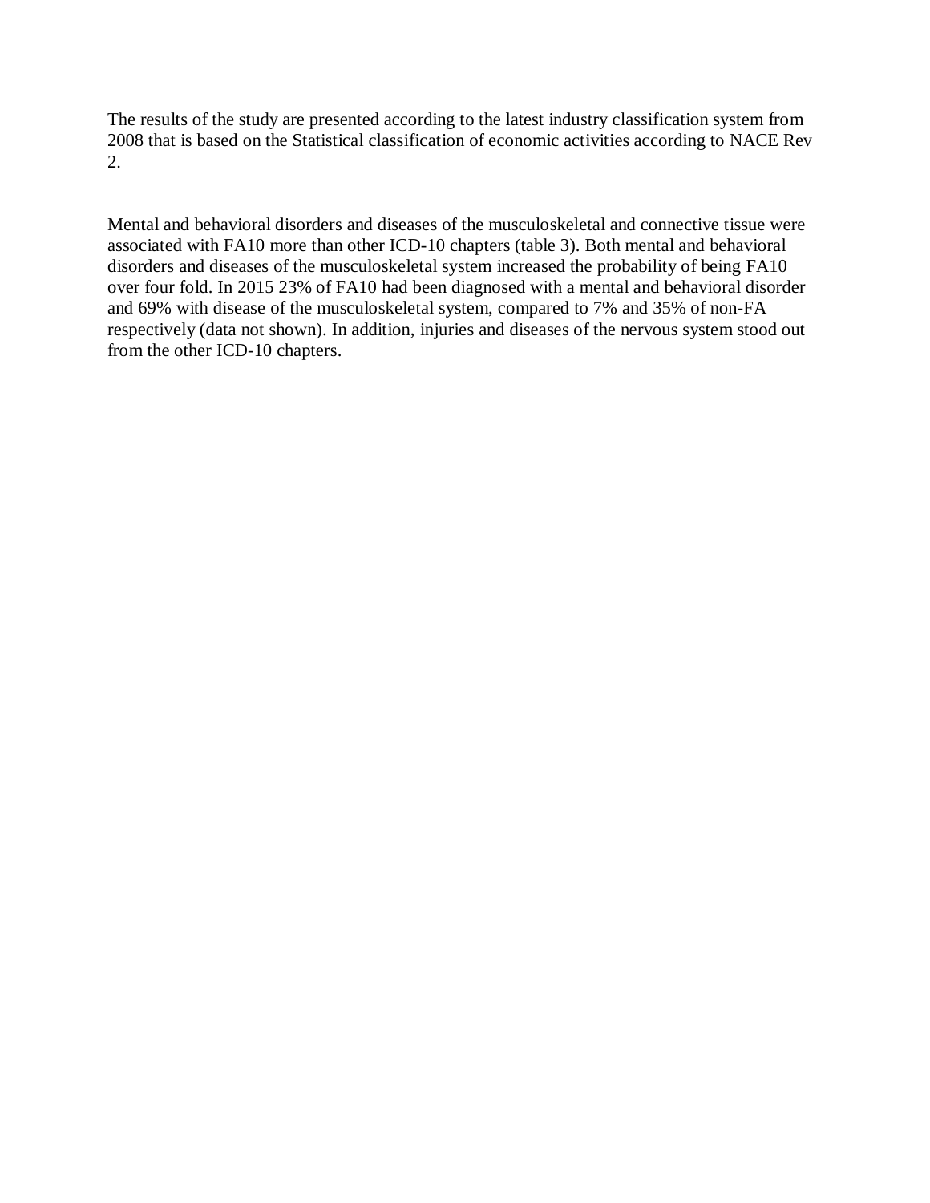The results of the study are presented according to the latest industry classification system from 2008 that is based on the Statistical classification of economic activities according to NACE Rev 2.

Mental and behavioral disorders and diseases of the musculoskeletal and connective tissue were associated with FA10 more than other ICD-10 chapters (table 3). Both mental and behavioral disorders and diseases of the musculoskeletal system increased the probability of being FA10 over four fold. In 2015 23% of FA10 had been diagnosed with a mental and behavioral disorder and 69% with disease of the musculoskeletal system, compared to 7% and 35% of non-FA respectively (data not shown). In addition, injuries and diseases of the nervous system stood out from the other ICD-10 chapters.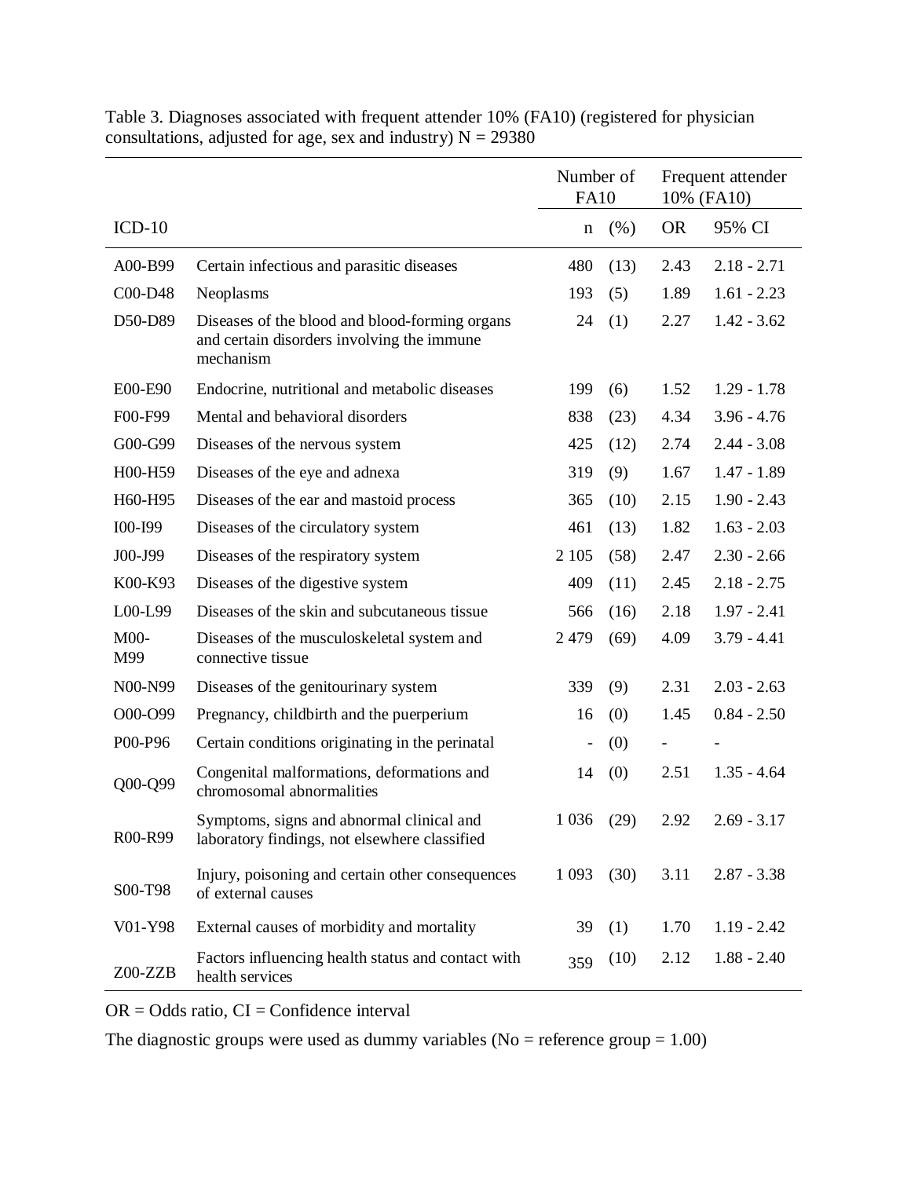Table 3. Diagnoses associated with frequent attender 10% (FA10) (registered for physician consultations, adjusted for age, sex and industry) N = 29380

| | | Number of FA10 | | Frequent attender 10% (FA10) | |
|---|---|---|---|---|---|
| ICD-10 | | n | (%) | OR | 95% CI |
| A00-B99 | Certain infectious and parasitic diseases | 480 | (13) | 2.43 | 2.18 - 2.71 |
| C00-D48 | Neoplasms | 193 | (5) | 1.89 | 1.61 - 2.23 |
| D50-D89 | Diseases of the blood and blood-forming organs and certain disorders involving the immune mechanism | 24 | (1) | 2.27 | 1.42 - 3.62 |
| E00-E90 | Endocrine, nutritional and metabolic diseases | 199 | (6) | 1.52 | 1.29 - 1.78 |
| F00-F99 | Mental and behavioral disorders | 838 | (23) | 4.34 | 3.96 - 4.76 |
| G00-G99 | Diseases of the nervous system | 425 | (12) | 2.74 | 2.44 - 3.08 |
| H00-H59 | Diseases of the eye and adnexa | 319 | (9) | 1.67 | 1.47 - 1.89 |
| H60-H95 | Diseases of the ear and mastoid process | 365 | (10) | 2.15 | 1.90 - 2.43 |
| I00-I99 | Diseases of the circulatory system | 461 | (13) | 1.82 | 1.63 - 2.03 |
| J00-J99 | Diseases of the respiratory system | 2 105 | (58) | 2.47 | 2.30 - 2.66 |
| K00-K93 | Diseases of the digestive system | 409 | (11) | 2.45 | 2.18 - 2.75 |
| L00-L99 | Diseases of the skin and subcutaneous tissue | 566 | (16) | 2.18 | 1.97 - 2.41 |
| M00-M99 | Diseases of the musculoskeletal system and connective tissue | 2 479 | (69) | 4.09 | 3.79 - 4.41 |
| N00-N99 | Diseases of the genitourinary system | 339 | (9) | 2.31 | 2.03 - 2.63 |
| O00-O99 | Pregnancy, childbirth and the puerperium | 16 | (0) | 1.45 | 0.84 - 2.50 |
| P00-P96 | Certain conditions originating in the perinatal | - | (0) | - | - |
| Q00-Q99 | Congenital malformations, deformations and chromosomal abnormalities | 14 | (0) | 2.51 | 1.35 - 4.64 |
| R00-R99 | Symptoms, signs and abnormal clinical and laboratory findings, not elsewhere classified | 1 036 | (29) | 2.92 | 2.69 - 3.17 |
| S00-T98 | Injury, poisoning and certain other consequences of external causes | 1 093 | (30) | 3.11 | 2.87 - 3.38 |
| V01-Y98 | External causes of morbidity and mortality | 39 | (1) | 1.70 | 1.19 - 2.42 |
| Z00-ZZB | Factors influencing health status and contact with health services | 359 | (10) | 2.12 | 1.88 - 2.40 |

OR = Odds ratio, CI = Confidence interval

The diagnostic groups were used as dummy variables (No = reference group = 1.00)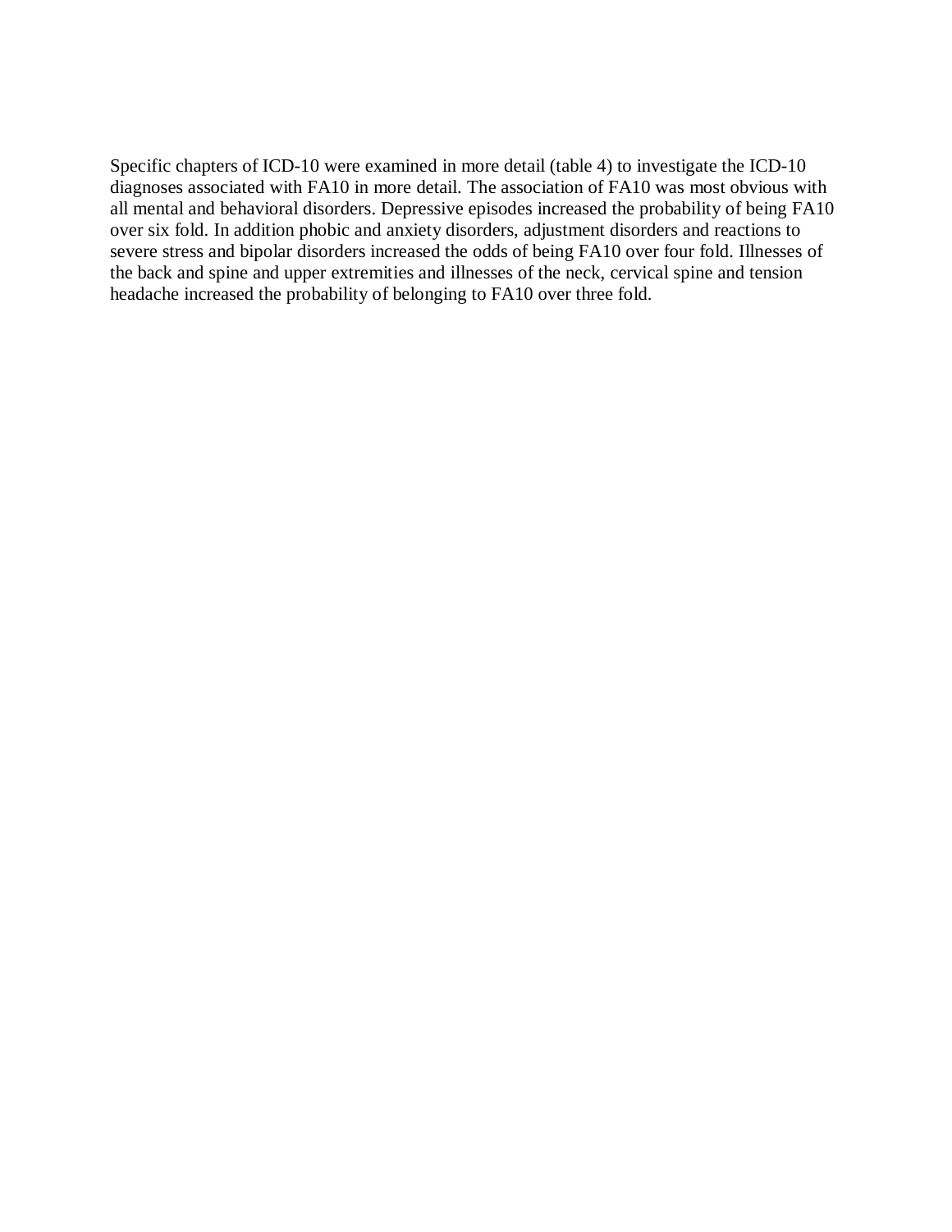Specific chapters of ICD-10 were examined in more detail (table 4) to investigate the ICD-10 diagnoses associated with FA10 in more detail. The association of FA10 was most obvious with all mental and behavioral disorders. Depressive episodes increased the probability of being FA10 over six fold. In addition phobic and anxiety disorders, adjustment disorders and reactions to severe stress and bipolar disorders increased the odds of being FA10 over four fold. Illnesses of the back and spine and upper extremities and illnesses of the neck, cervical spine and tension headache increased the probability of belonging to FA10 over three fold.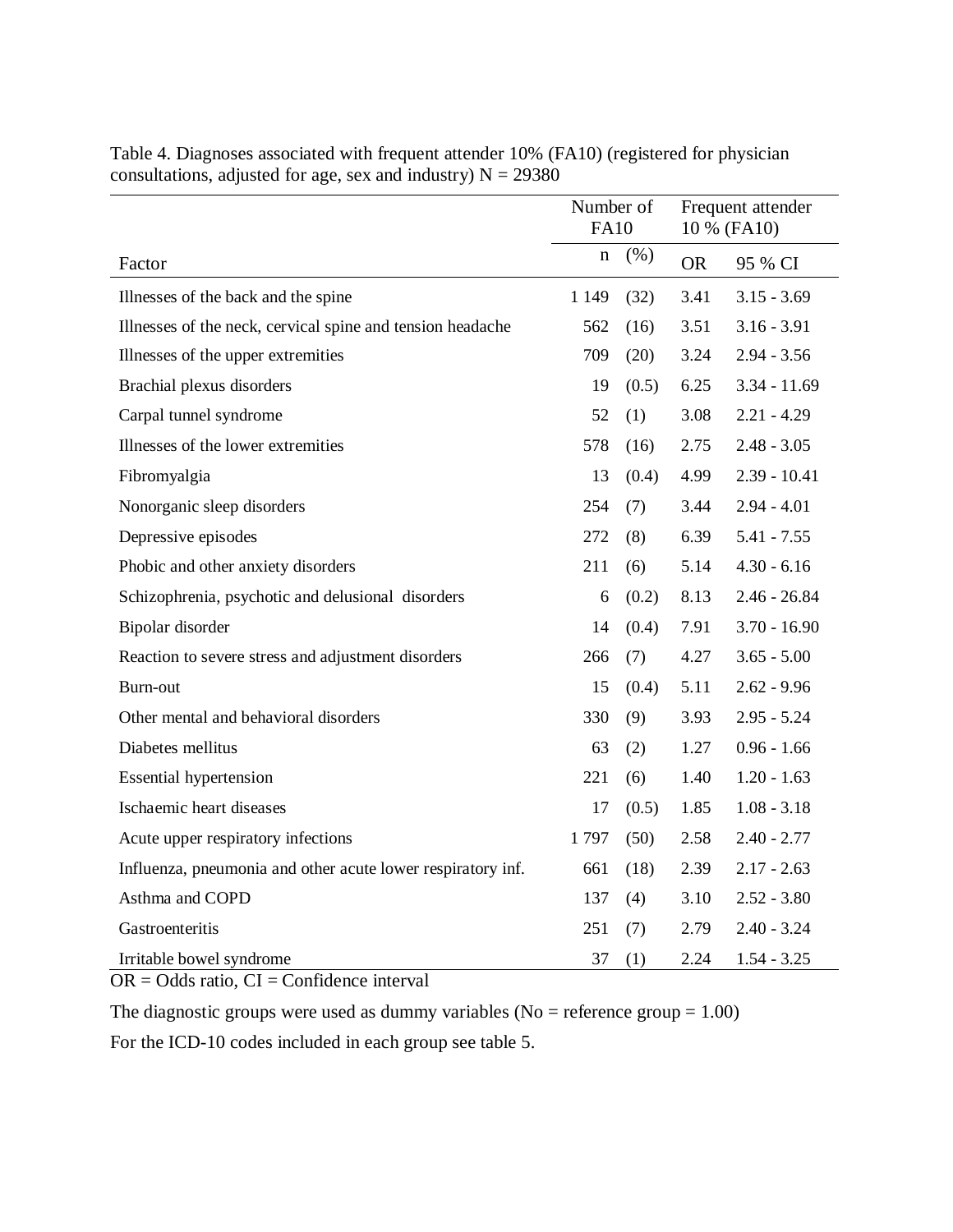Table 4. Diagnoses associated with frequent attender 10% (FA10) (registered for physician consultations, adjusted for age, sex and industry) N = 29380

| Factor | Number of FA10 | | Frequent attender 10 % (FA10) | |
|---|---|---|---|---|
| | n | (%) | OR | 95 % CI |
| Illnesses of the back and the spine | 1 149 | (32) | 3.41 | 3.15 - 3.69 |
| Illnesses of the neck, cervical spine and tension headache | 562 | (16) | 3.51 | 3.16 - 3.91 |
| Illnesses of the upper extremities | 709 | (20) | 3.24 | 2.94 - 3.56 |
| Brachial plexus disorders | 19 | (0.5) | 6.25 | 3.34 - 11.69 |
| Carpal tunnel syndrome | 52 | (1) | 3.08 | 2.21 - 4.29 |
| Illnesses of the lower extremities | 578 | (16) | 2.75 | 2.48 - 3.05 |
| Fibromyalgia | 13 | (0.4) | 4.99 | 2.39 - 10.41 |
| Nonorganic sleep disorders | 254 | (7) | 3.44 | 2.94 - 4.01 |
| Depressive episodes | 272 | (8) | 6.39 | 5.41 - 7.55 |
| Phobic and other anxiety disorders | 211 | (6) | 5.14 | 4.30 - 6.16 |
| Schizophrenia, psychotic and delusional disorders | 6 | (0.2) | 8.13 | 2.46 - 26.84 |
| Bipolar disorder | 14 | (0.4) | 7.91 | 3.70 - 16.90 |
| Reaction to severe stress and adjustment disorders | 266 | (7) | 4.27 | 3.65 - 5.00 |
| Burn-out | 15 | (0.4) | 5.11 | 2.62 - 9.96 |
| Other mental and behavioral disorders | 330 | (9) | 3.93 | 2.95 - 5.24 |
| Diabetes mellitus | 63 | (2) | 1.27 | 0.96 - 1.66 |
| Essential hypertension | 221 | (6) | 1.40 | 1.20 - 1.63 |
| Ischaemic heart diseases | 17 | (0.5) | 1.85 | 1.08 - 3.18 |
| Acute upper respiratory infections | 1 797 | (50) | 2.58 | 2.40 - 2.77 |
| Influenza, pneumonia and other acute lower respiratory inf. | 661 | (18) | 2.39 | 2.17 - 2.63 |
| Asthma and COPD | 137 | (4) | 3.10 | 2.52 - 3.80 |
| Gastroenteritis | 251 | (7) | 2.79 | 2.40 - 3.24 |
| Irritable bowel syndrome | 37 | (1) | 2.24 | 1.54 - 3.25 |

OR = Odds ratio, CI = Confidence interval

The diagnostic groups were used as dummy variables (No = reference group = 1.00)

For the ICD-10 codes included in each group see table 5.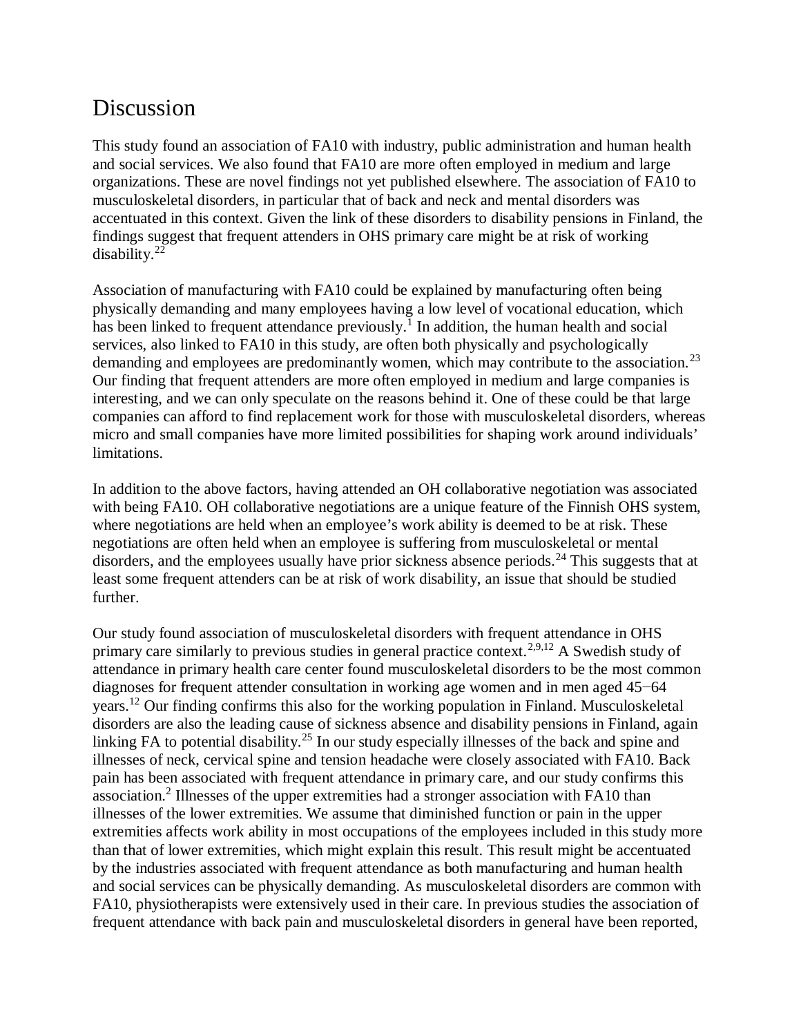# Discussion

This study found an association of FA10 with industry, public administration and human health and social services. We also found that FA10 are more often employed in medium and large organizations. These are novel findings not yet published elsewhere. The association of FA10 to musculoskeletal disorders, in particular that of back and neck and mental disorders was accentuated in this context. Given the link of these disorders to disability pensions in Finland, the findings suggest that frequent attenders in OHS primary care might be at risk of working disability.[22]

Association of manufacturing with FA10 could be explained by manufacturing often being physically demanding and many employees having a low level of vocational education, which has been linked to frequent attendance previously.[1] In addition, the human health and social services, also linked to FA10 in this study, are often both physically and psychologically demanding and employees are predominantly women, which may contribute to the association.[23] Our finding that frequent attenders are more often employed in medium and large companies is interesting, and we can only speculate on the reasons behind it. One of these could be that large companies can afford to find replacement work for those with musculoskeletal disorders, whereas micro and small companies have more limited possibilities for shaping work around individuals' limitations.

In addition to the above factors, having attended an OH collaborative negotiation was associated with being FA10. OH collaborative negotiations are a unique feature of the Finnish OHS system, where negotiations are held when an employee's work ability is deemed to be at risk. These negotiations are often held when an employee is suffering from musculoskeletal or mental disorders, and the employees usually have prior sickness absence periods.[24] This suggests that at least some frequent attenders can be at risk of work disability, an issue that should be studied further.

Our study found association of musculoskeletal disorders with frequent attendance in OHS primary care similarly to previous studies in general practice context.[2,9,12] A Swedish study of attendance in primary health care center found musculoskeletal disorders to be the most common diagnoses for frequent attender consultation in working age women and in men aged 45−64 years.[12] Our finding confirms this also for the working population in Finland. Musculoskeletal disorders are also the leading cause of sickness absence and disability pensions in Finland, again linking FA to potential disability.[25] In our study especially illnesses of the back and spine and illnesses of neck, cervical spine and tension headache were closely associated with FA10. Back pain has been associated with frequent attendance in primary care, and our study confirms this association.[2] Illnesses of the upper extremities had a stronger association with FA10 than illnesses of the lower extremities. We assume that diminished function or pain in the upper extremities affects work ability in most occupations of the employees included in this study more than that of lower extremities, which might explain this result. This result might be accentuated by the industries associated with frequent attendance as both manufacturing and human health and social services can be physically demanding. As musculoskeletal disorders are common with FA10, physiotherapists were extensively used in their care. In previous studies the association of frequent attendance with back pain and musculoskeletal disorders in general have been reported,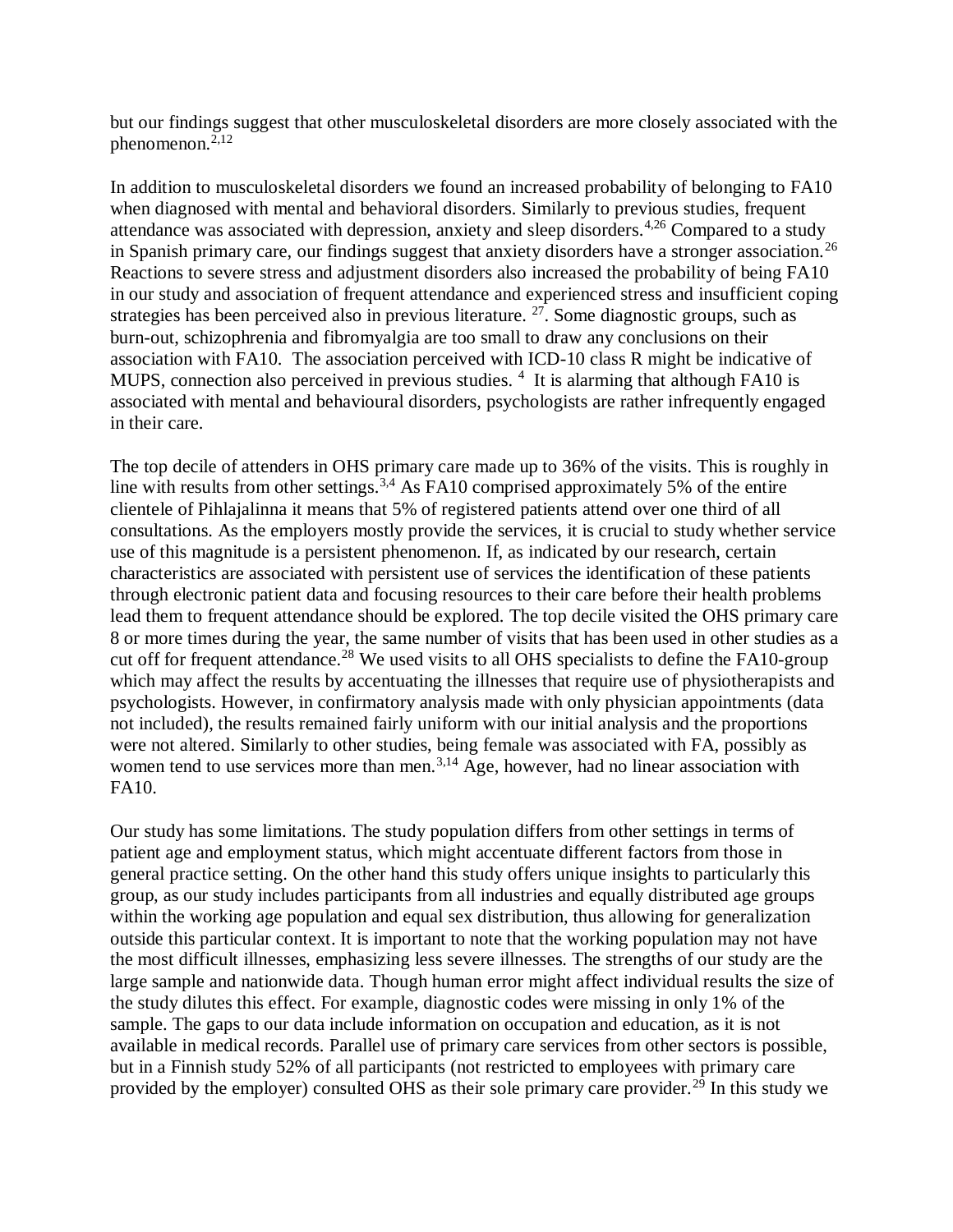but our findings suggest that other musculoskeletal disorders are more closely associated with the phenomenon.[2,12]

In addition to musculoskeletal disorders we found an increased probability of belonging to FA10 when diagnosed with mental and behavioral disorders. Similarly to previous studies, frequent attendance was associated with depression, anxiety and sleep disorders.[4,26] Compared to a study in Spanish primary care, our findings suggest that anxiety disorders have a stronger association.[26] Reactions to severe stress and adjustment disorders also increased the probability of being FA10 in our study and association of frequent attendance and experienced stress and insufficient coping strategies has been perceived also in previous literature. [27]. Some diagnostic groups, such as burn-out, schizophrenia and fibromyalgia are too small to draw any conclusions on their association with FA10. The association perceived with ICD-10 class R might be indicative of MUPS, connection also perceived in previous studies. [4] It is alarming that although FA10 is associated with mental and behavioural disorders, psychologists are rather infrequently engaged in their care.

The top decile of attenders in OHS primary care made up to 36% of the visits. This is roughly in line with results from other settings.[3,4] As FA10 comprised approximately 5% of the entire clientele of Pihlajalinna it means that 5% of registered patients attend over one third of all consultations. As the employers mostly provide the services, it is crucial to study whether service use of this magnitude is a persistent phenomenon. If, as indicated by our research, certain characteristics are associated with persistent use of services the identification of these patients through electronic patient data and focusing resources to their care before their health problems lead them to frequent attendance should be explored. The top decile visited the OHS primary care 8 or more times during the year, the same number of visits that has been used in other studies as a cut off for frequent attendance.[28] We used visits to all OHS specialists to define the FA10-group which may affect the results by accentuating the illnesses that require use of physiotherapists and psychologists. However, in confirmatory analysis made with only physician appointments (data not included), the results remained fairly uniform with our initial analysis and the proportions were not altered. Similarly to other studies, being female was associated with FA, possibly as women tend to use services more than men.[3,14] Age, however, had no linear association with FA10.

Our study has some limitations. The study population differs from other settings in terms of patient age and employment status, which might accentuate different factors from those in general practice setting. On the other hand this study offers unique insights to particularly this group, as our study includes participants from all industries and equally distributed age groups within the working age population and equal sex distribution, thus allowing for generalization outside this particular context. It is important to note that the working population may not have the most difficult illnesses, emphasizing less severe illnesses. The strengths of our study are the large sample and nationwide data. Though human error might affect individual results the size of the study dilutes this effect. For example, diagnostic codes were missing in only 1% of the sample. The gaps to our data include information on occupation and education, as it is not available in medical records. Parallel use of primary care services from other sectors is possible, but in a Finnish study 52% of all participants (not restricted to employees with primary care provided by the employer) consulted OHS as their sole primary care provider.[29] In this study we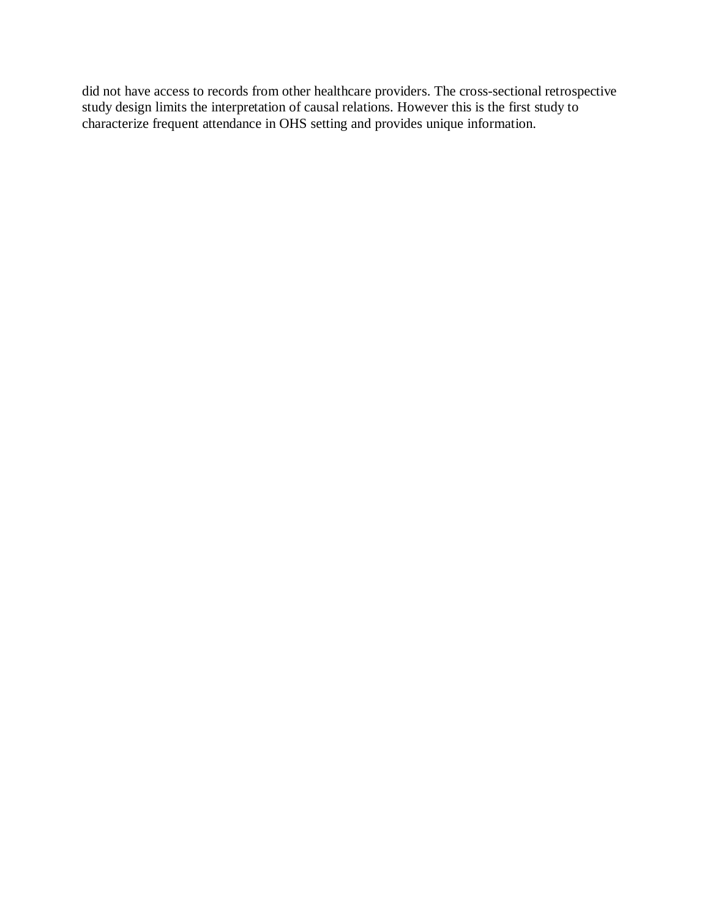did not have access to records from other healthcare providers. The cross-sectional retrospective study design limits the interpretation of causal relations. However this is the first study to characterize frequent attendance in OHS setting and provides unique information.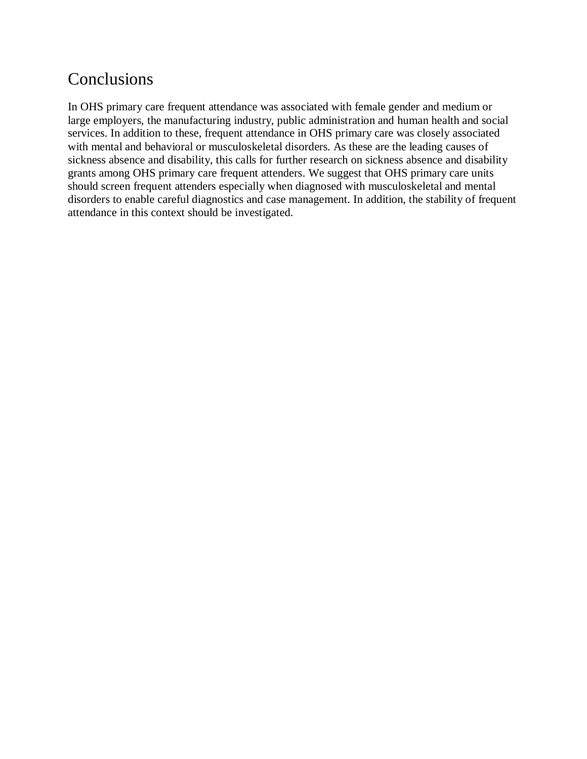## Conclusions

In OHS primary care frequent attendance was associated with female gender and medium or large employers, the manufacturing industry, public administration and human health and social services. In addition to these, frequent attendance in OHS primary care was closely associated with mental and behavioral or musculoskeletal disorders. As these are the leading causes of sickness absence and disability, this calls for further research on sickness absence and disability grants among OHS primary care frequent attenders. We suggest that OHS primary care units should screen frequent attenders especially when diagnosed with musculoskeletal and mental disorders to enable careful diagnostics and case management. In addition, the stability of frequent attendance in this context should be investigated.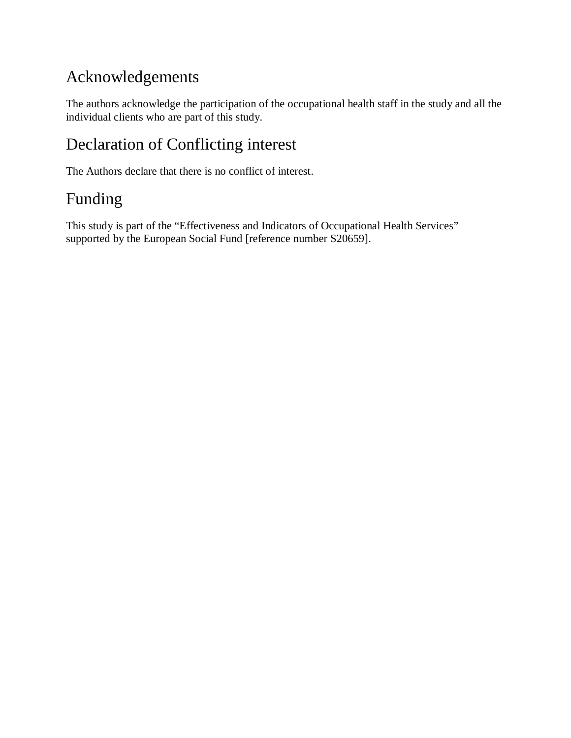# Acknowledgements

The authors acknowledge the participation of the occupational health staff in the study and all the individual clients who are part of this study.

# Declaration of Conflicting interest

The Authors declare that there is no conflict of interest.

# Funding

This study is part of the "Effectiveness and Indicators of Occupational Health Services" supported by the European Social Fund [reference number S20659].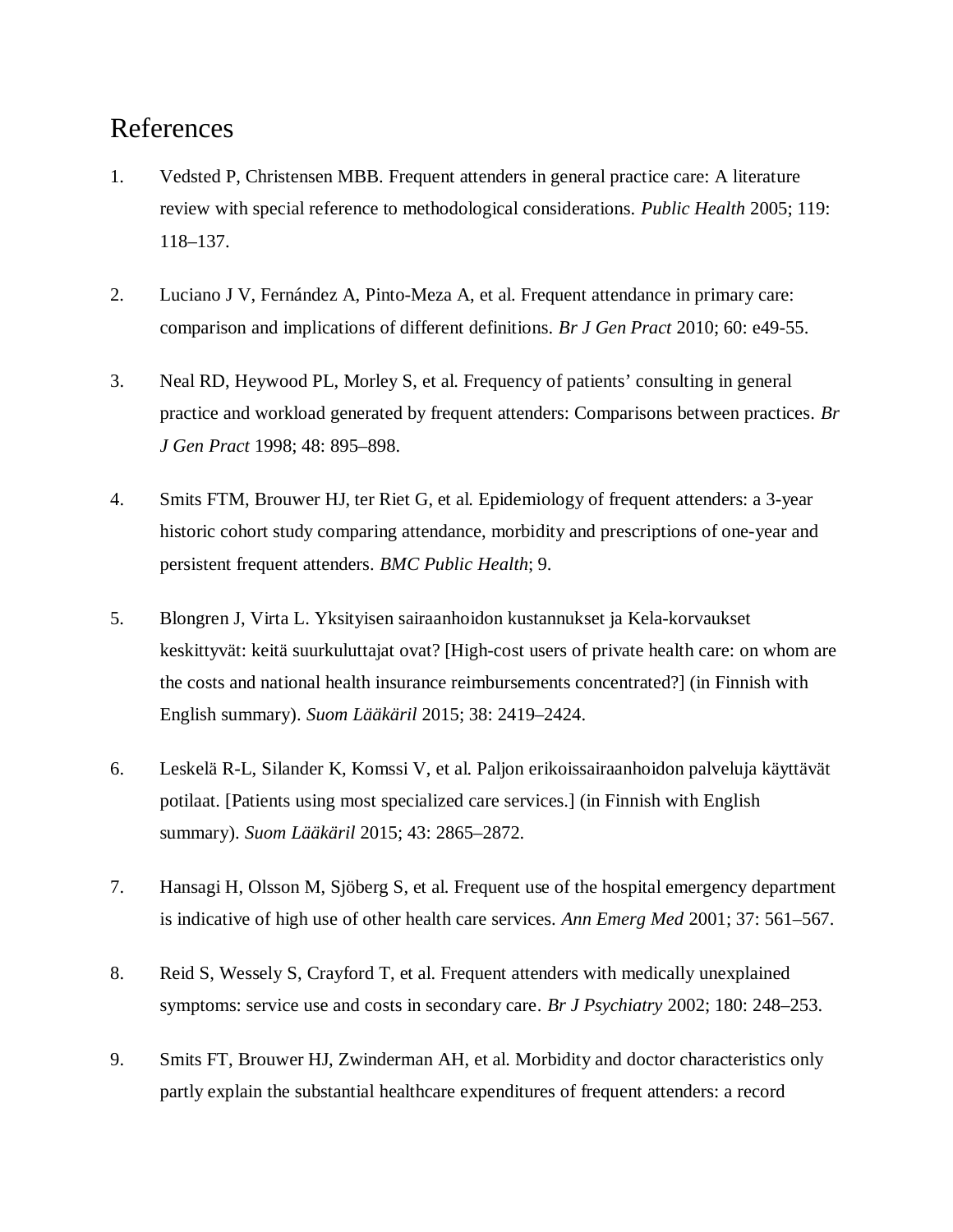# References

1. Vedsted P, Christensen MBB. Frequent attenders in general practice care: A literature review with special reference to methodological considerations. *Public Health* 2005; 119: 118–137.

2. Luciano J V, Fernández A, Pinto-Meza A, et al. Frequent attendance in primary care: comparison and implications of different definitions. *Br J Gen Pract* 2010; 60: e49-55.

3. Neal RD, Heywood PL, Morley S, et al. Frequency of patients' consulting in general practice and workload generated by frequent attenders: Comparisons between practices. *Br J Gen Pract* 1998; 48: 895–898.

4. Smits FTM, Brouwer HJ, ter Riet G, et al. Epidemiology of frequent attenders: a 3-year historic cohort study comparing attendance, morbidity and prescriptions of one-year and persistent frequent attenders. *BMC Public Health*; 9.

5. Blongren J, Virta L. Yksityisen sairaanhoidon kustannukset ja Kela-korvaukset keskittyvät: keitä suurkuluttajat ovat? [High-cost users of private health care: on whom are the costs and national health insurance reimbursements concentrated?] (in Finnish with English summary). *Suom Lääkäril* 2015; 38: 2419–2424.

6. Leskelä R-L, Silander K, Komssi V, et al. Paljon erikoissairaanhoidon palveluja käyttävät potilaat. [Patients using most specialized care services.] (in Finnish with English summary). *Suom Lääkäril* 2015; 43: 2865–2872.

7. Hansagi H, Olsson M, Sjöberg S, et al. Frequent use of the hospital emergency department is indicative of high use of other health care services. *Ann Emerg Med* 2001; 37: 561–567.

8. Reid S, Wessely S, Crayford T, et al. Frequent attenders with medically unexplained symptoms: service use and costs in secondary care. *Br J Psychiatry* 2002; 180: 248–253.

9. Smits FT, Brouwer HJ, Zwinderman AH, et al. Morbidity and doctor characteristics only partly explain the substantial healthcare expenditures of frequent attenders: a record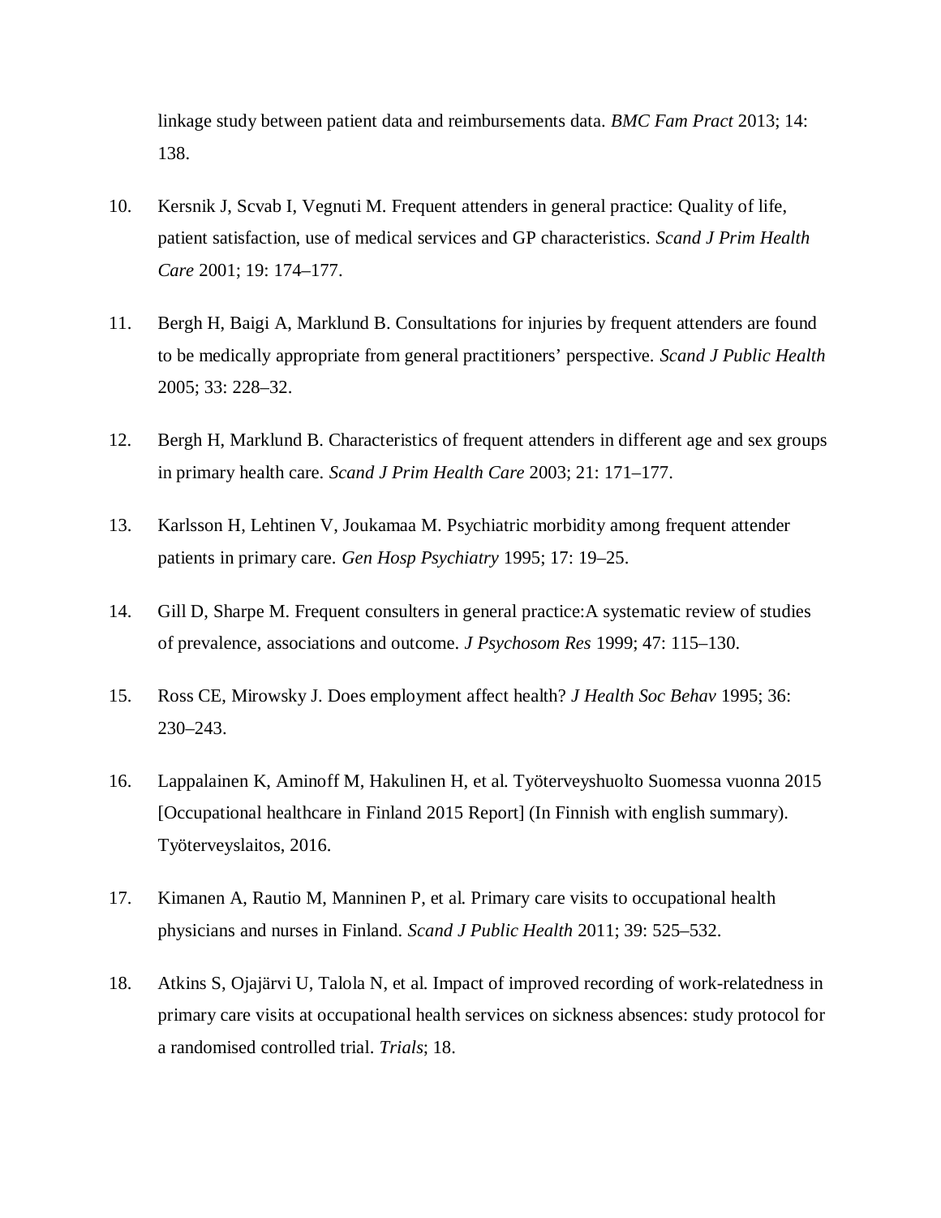linkage study between patient data and reimbursements data. *BMC Fam Pract* 2013; 14: 138.

10. Kersnik J, Scvab I, Vegnuti M. Frequent attenders in general practice: Quality of life, patient satisfaction, use of medical services and GP characteristics. *Scand J Prim Health Care* 2001; 19: 174–177.

11. Bergh H, Baigi A, Marklund B. Consultations for injuries by frequent attenders are found to be medically appropriate from general practitioners' perspective. *Scand J Public Health* 2005; 33: 228–32.

12. Bergh H, Marklund B. Characteristics of frequent attenders in different age and sex groups in primary health care. *Scand J Prim Health Care* 2003; 21: 171–177.

13. Karlsson H, Lehtinen V, Joukamaa M. Psychiatric morbidity among frequent attender patients in primary care. *Gen Hosp Psychiatry* 1995; 17: 19–25.

14. Gill D, Sharpe M. Frequent consulters in general practice:A systematic review of studies of prevalence, associations and outcome. *J Psychosom Res* 1999; 47: 115–130.

15. Ross CE, Mirowsky J. Does employment affect health? *J Health Soc Behav* 1995; 36: 230–243.

16. Lappalainen K, Aminoff M, Hakulinen H, et al. Työterveyshuolto Suomessa vuonna 2015 [Occupational healthcare in Finland 2015 Report] (In Finnish with english summary). Työterveyslaitos, 2016.

17. Kimanen A, Rautio M, Manninen P, et al. Primary care visits to occupational health physicians and nurses in Finland. *Scand J Public Health* 2011; 39: 525–532.

18. Atkins S, Ojajärvi U, Talola N, et al. Impact of improved recording of work-relatedness in primary care visits at occupational health services on sickness absences: study protocol for a randomised controlled trial. *Trials*; 18.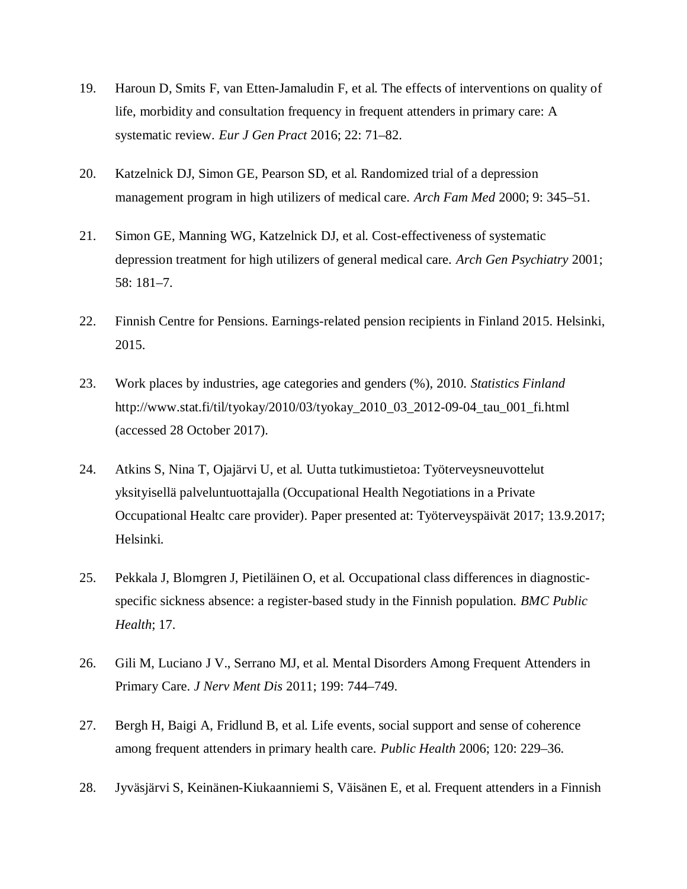19. Haroun D, Smits F, van Etten-Jamaludin F, et al. The effects of interventions on quality of life, morbidity and consultation frequency in frequent attenders in primary care: A systematic review. *Eur J Gen Pract* 2016; 22: 71–82.

20. Katzelnick DJ, Simon GE, Pearson SD, et al. Randomized trial of a depression management program in high utilizers of medical care. *Arch Fam Med* 2000; 9: 345–51.

21. Simon GE, Manning WG, Katzelnick DJ, et al. Cost-effectiveness of systematic depression treatment for high utilizers of general medical care. *Arch Gen Psychiatry* 2001; 58: 181–7.

22. Finnish Centre for Pensions. Earnings-related pension recipients in Finland 2015. Helsinki, 2015.

23. Work places by industries, age categories and genders (%), 2010. *Statistics Finland* http://www.stat.fi/til/tyokay/2010/03/tyokay_2010_03_2012-09-04_tau_001_fi.html (accessed 28 October 2017).

24. Atkins S, Nina T, Ojajärvi U, et al. Uutta tutkimustietoa: Työterveysneuvottelut yksityisellä palveluntuottajalla (Occupational Health Negotiations in a Private Occupational Healtc care provider). Paper presented at: Työterveyspäivät 2017; 13.9.2017; Helsinki.

25. Pekkala J, Blomgren J, Pietiläinen O, et al. Occupational class differences in diagnostic-specific sickness absence: a register-based study in the Finnish population. *BMC Public Health*; 17.

26. Gili M, Luciano J V., Serrano MJ, et al. Mental Disorders Among Frequent Attenders in Primary Care. *J Nerv Ment Dis* 2011; 199: 744–749.

27. Bergh H, Baigi A, Fridlund B, et al. Life events, social support and sense of coherence among frequent attenders in primary health care. *Public Health* 2006; 120: 229–36.

28. Jyväsjärvi S, Keinänen-Kiukaanniemi S, Väisänen E, et al. Frequent attenders in a Finnish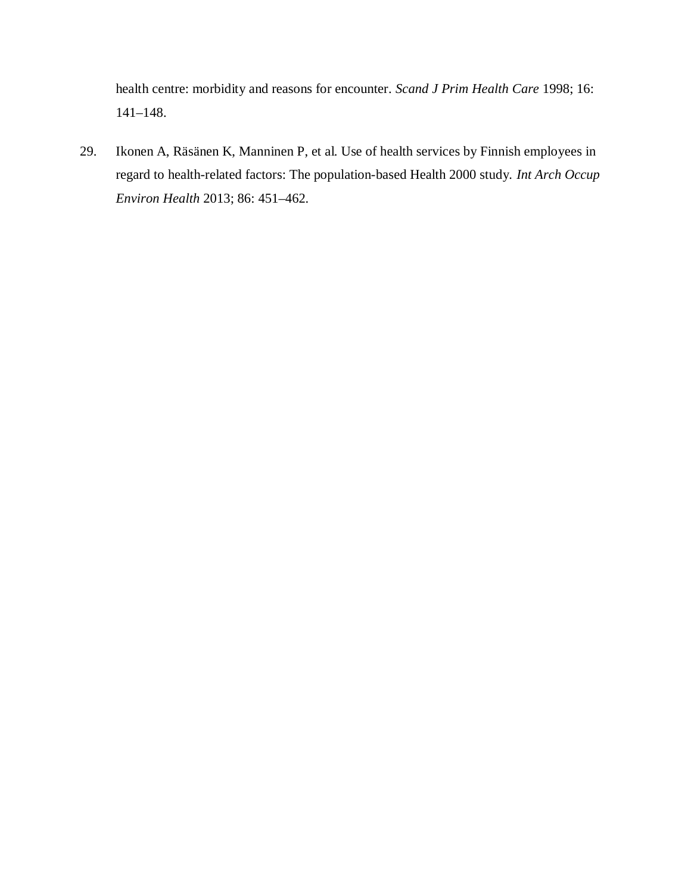health centre: morbidity and reasons for encounter. *Scand J Prim Health Care* 1998; 16: 141–148.

29. Ikonen A, Räsänen K, Manninen P, et al. Use of health services by Finnish employees in regard to health-related factors: The population-based Health 2000 study. *Int Arch Occup Environ Health* 2013; 86: 451–462.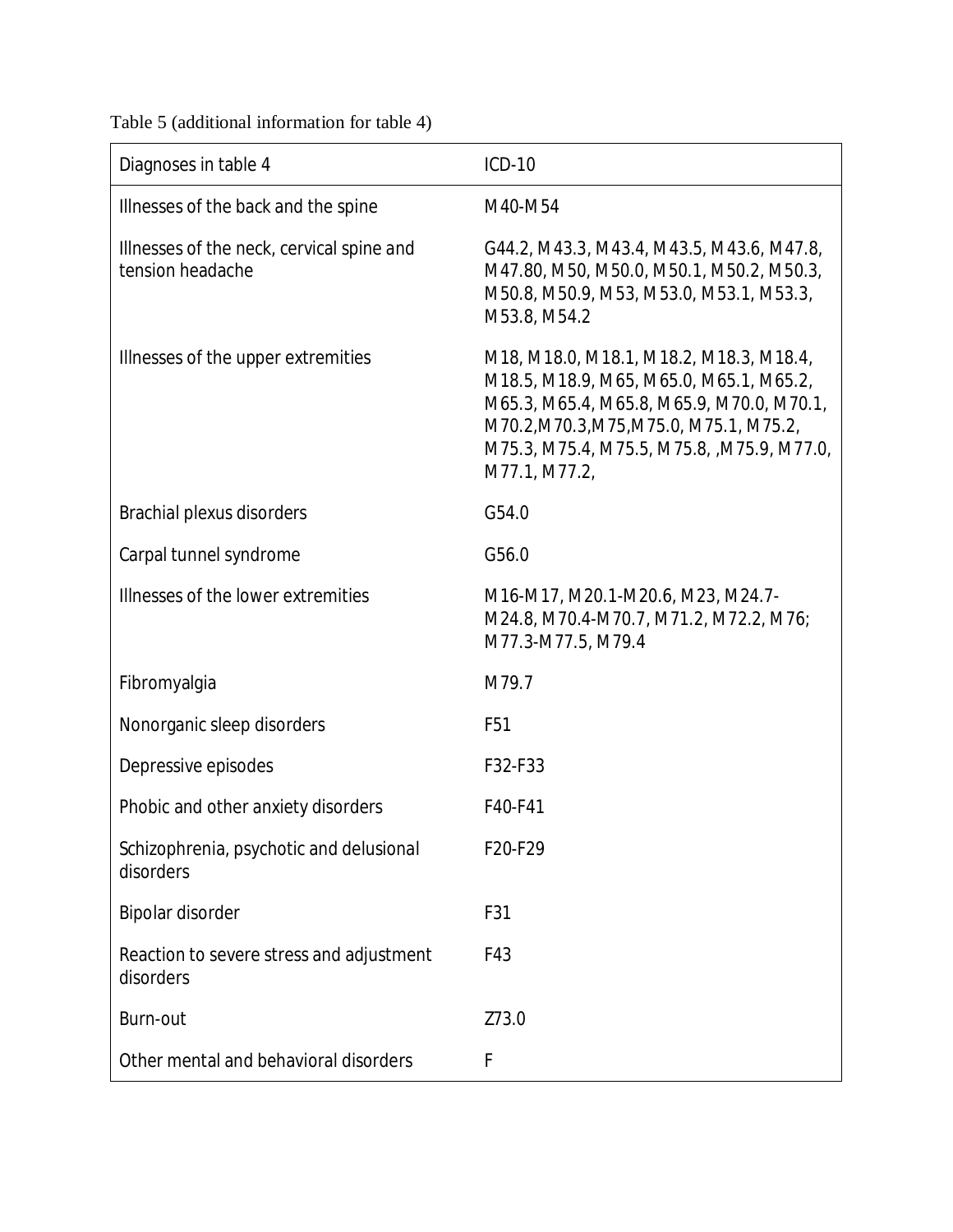Table 5 (additional information for table 4)

| Diagnoses in table 4 | ICD-10 |
| --- | --- |
| Illnesses of the back and the spine | M40-M54 |
| Illnesses of the neck, cervical spine and tension headache | G44.2, M43.3, M43.4, M43.5, M43.6, M47.8, M47.80, M50, M50.0, M50.1, M50.2, M50.3, M50.8, M50.9, M53, M53.0, M53.1, M53.3, M53.8, M54.2 |
| Illnesses of the upper extremities | M18, M18.0, M18.1, M18.2, M18.3, M18.4, M18.5, M18.9, M65, M65.0, M65.1, M65.2, M65.3, M65.4, M65.8, M65.9, M70.0, M70.1, M70.2,M70.3,M75,M75.0, M75.1, M75.2, M75.3, M75.4, M75.5, M75.8, ,M75.9, M77.0, M77.1, M77.2, |
| Brachial plexus disorders | G54.0 |
| Carpal tunnel syndrome | G56.0 |
| Illnesses of the lower extremities | M16-M17, M20.1-M20.6, M23, M24.7-M24.8, M70.4-M70.7, M71.2, M72.2, M76; M77.3-M77.5, M79.4 |
| Fibromyalgia | M79.7 |
| Nonorganic sleep disorders | F51 |
| Depressive episodes | F32-F33 |
| Phobic and other anxiety disorders | F40-F41 |
| Schizophrenia, psychotic and delusional disorders | F20-F29 |
| Bipolar disorder | F31 |
| Reaction to severe stress and adjustment disorders | F43 |
| Burn-out | Z73.0 |
| Other mental and behavioral disorders | F |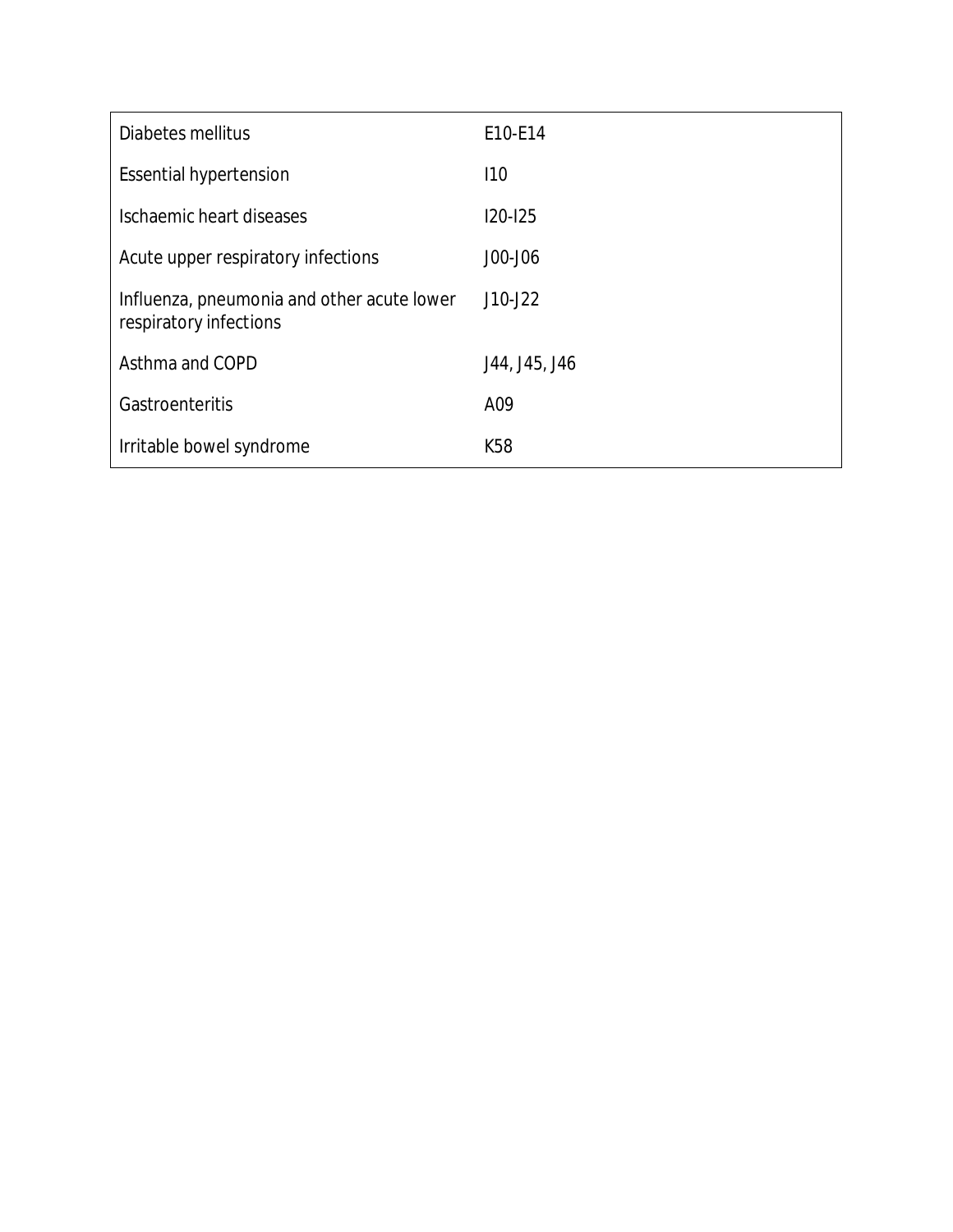| | |
|---|---|
| Diabetes mellitus | E10-E14 |
| Essential hypertension | I10 |
| Ischaemic heart diseases | I20-I25 |
| Acute upper respiratory infections | J00-J06 |
| Influenza, pneumonia and other acute lower respiratory infections | J10-J22 |
| Asthma and COPD | J44, J45, J46 |
| Gastroenteritis | A09 |
| Irritable bowel syndrome | K58 |